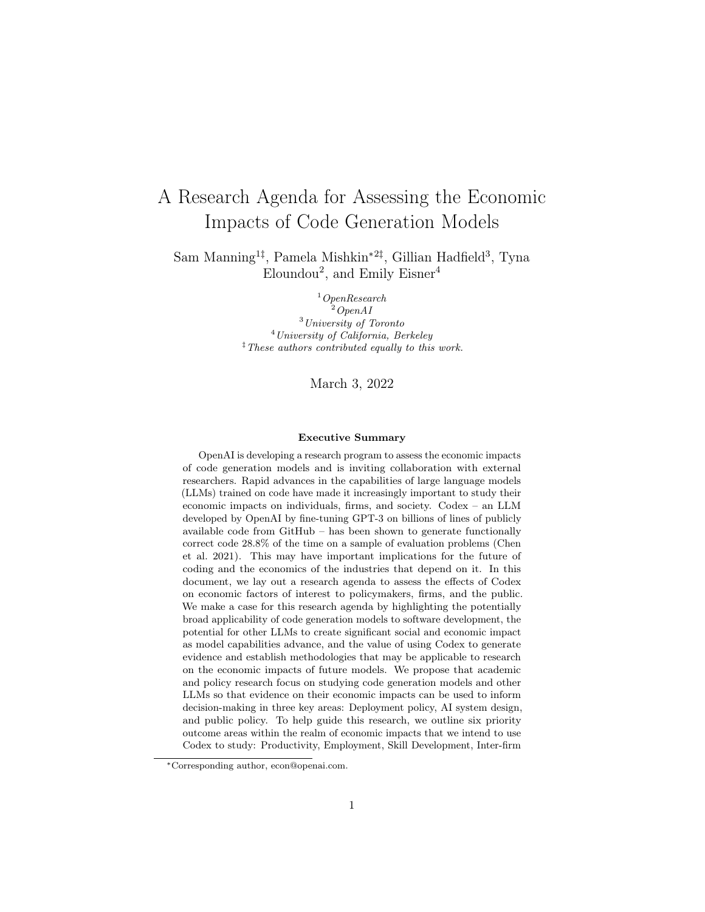# A Research Agenda for Assessing the Economic Impacts of Code Generation Models

Sam Manning[1‡], Pamela Mishkin[*2‡], Gillian Hadfield[3], Tyna Eloundou[2], and Emily Eisner[4]

[1] *OpenResearch*
[2] *OpenAI*
[3] *University of Toronto*
[4] *University of California, Berkeley*
[‡] *These authors contributed equally to this work.*

March 3, 2022

### Executive Summary

OpenAI is developing a research program to assess the economic impacts of code generation models and is inviting collaboration with external researchers. Rapid advances in the capabilities of large language models (LLMs) trained on code have made it increasingly important to study their economic impacts on individuals, firms, and society. Codex – an LLM developed by OpenAI by fine-tuning GPT-3 on billions of lines of publicly available code from GitHub – has been shown to generate functionally correct code 28.8% of the time on a sample of evaluation problems (Chen et al. 2021). This may have important implications for the future of coding and the economics of the industries that depend on it. In this document, we lay out a research agenda to assess the effects of Codex on economic factors of interest to policymakers, firms, and the public. We make a case for this research agenda by highlighting the potentially broad applicability of code generation models to software development, the potential for other LLMs to create significant social and economic impact as model capabilities advance, and the value of using Codex to generate evidence and establish methodologies that may be applicable to research on the economic impacts of future models. We propose that academic and policy research focus on studying code generation models and other LLMs so that evidence on their economic impacts can be used to inform decision-making in three key areas: Deployment policy, AI system design, and public policy. To help guide this research, we outline six priority outcome areas within the realm of economic impacts that we intend to use Codex to study: Productivity, Employment, Skill Development, Inter-firm

---

[*] Corresponding author, econ@openai.com.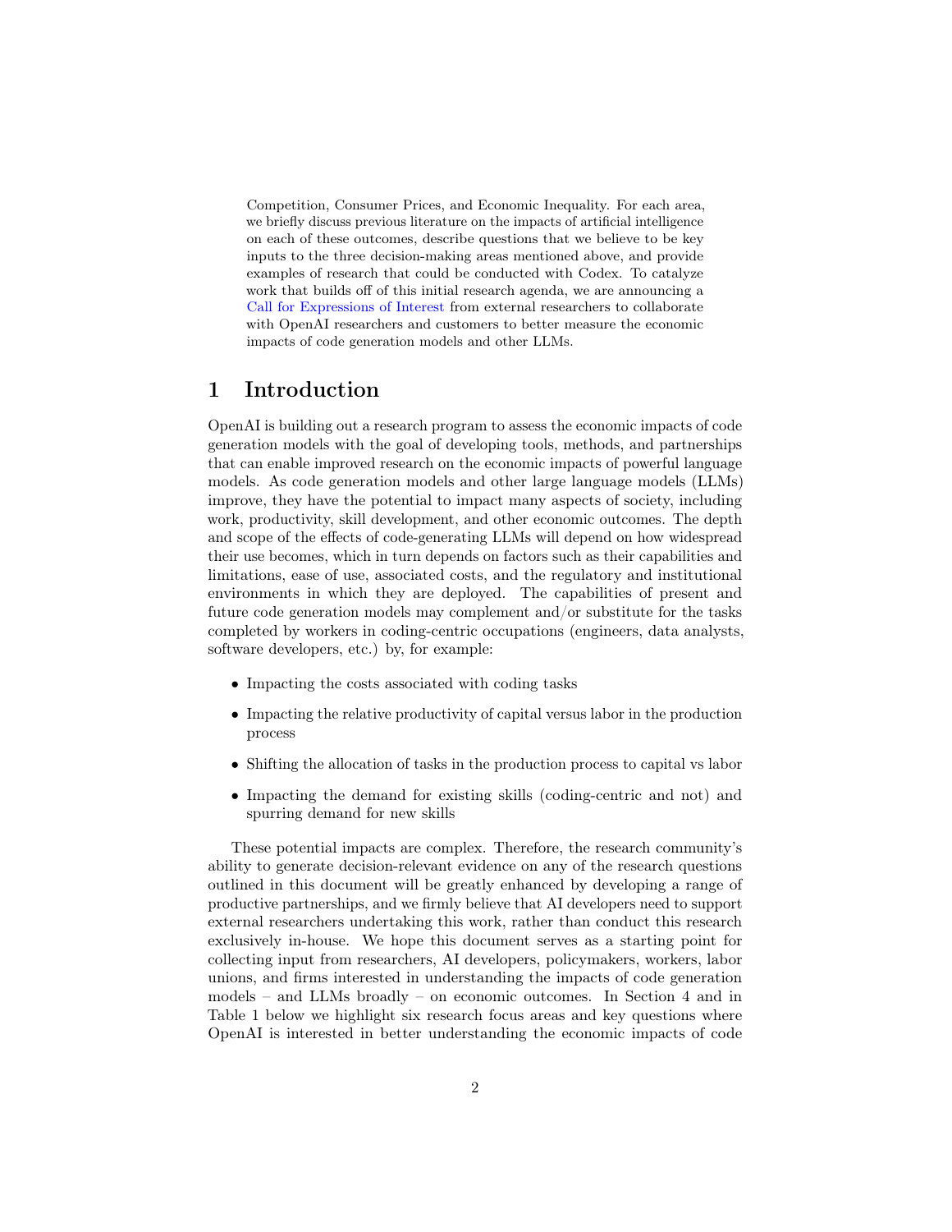Competition, Consumer Prices, and Economic Inequality. For each area, we briefly discuss previous literature on the impacts of artificial intelligence on each of these outcomes, describe questions that we believe to be key inputs to the three decision-making areas mentioned above, and provide examples of research that could be conducted with Codex. To catalyze work that builds off of this initial research agenda, we are announcing a Call for Expressions of Interest from external researchers to collaborate with OpenAI researchers and customers to better measure the economic impacts of code generation models and other LLMs.

# 1 Introduction

OpenAI is building out a research program to assess the economic impacts of code generation models with the goal of developing tools, methods, and partnerships that can enable improved research on the economic impacts of powerful language models. As code generation models and other large language models (LLMs) improve, they have the potential to impact many aspects of society, including work, productivity, skill development, and other economic outcomes. The depth and scope of the effects of code-generating LLMs will depend on how widespread their use becomes, which in turn depends on factors such as their capabilities and limitations, ease of use, associated costs, and the regulatory and institutional environments in which they are deployed. The capabilities of present and future code generation models may complement and/or substitute for the tasks completed by workers in coding-centric occupations (engineers, data analysts, software developers, etc.) by, for example:

- Impacting the costs associated with coding tasks
- Impacting the relative productivity of capital versus labor in the production process
- Shifting the allocation of tasks in the production process to capital vs labor
- Impacting the demand for existing skills (coding-centric and not) and spurring demand for new skills

These potential impacts are complex. Therefore, the research community's ability to generate decision-relevant evidence on any of the research questions outlined in this document will be greatly enhanced by developing a range of productive partnerships, and we firmly believe that AI developers need to support external researchers undertaking this work, rather than conduct this research exclusively in-house. We hope this document serves as a starting point for collecting input from researchers, AI developers, policymakers, workers, labor unions, and firms interested in understanding the impacts of code generation models – and LLMs broadly – on economic outcomes. In Section 4 and in Table 1 below we highlight six research focus areas and key questions where OpenAI is interested in better understanding the economic impacts of code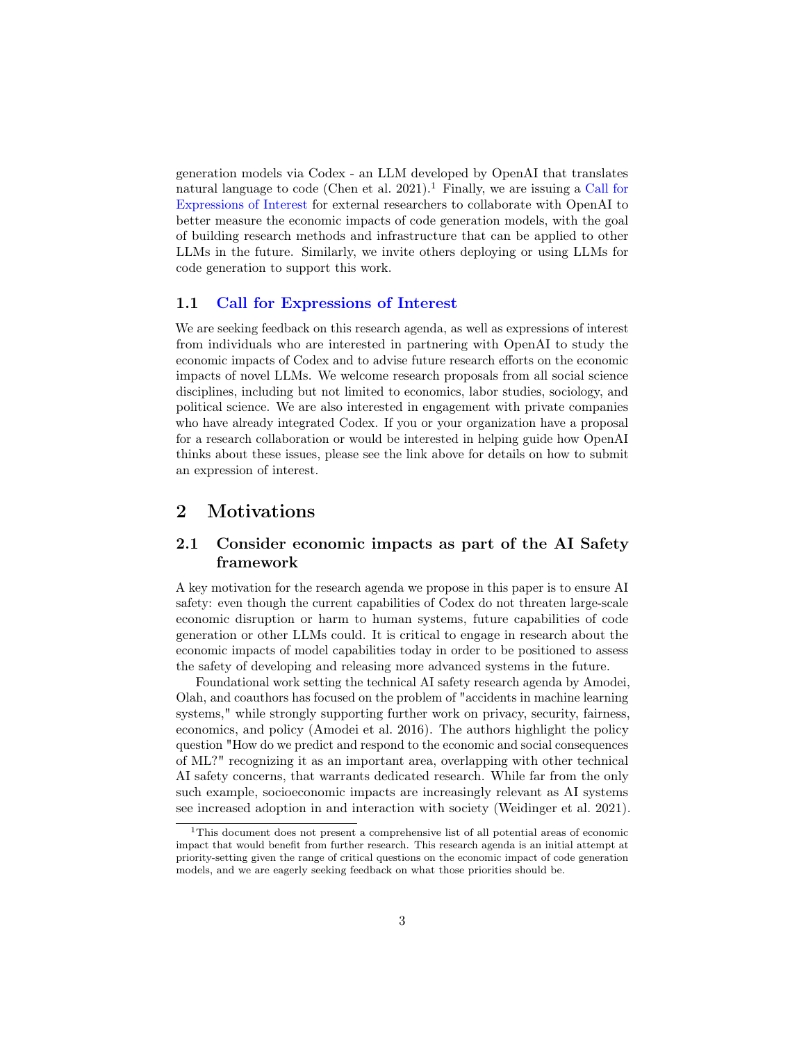generation models via Codex - an LLM developed by OpenAI that translates natural language to code (Chen et al. 2021).[1] Finally, we are issuing a Call for Expressions of Interest for external researchers to collaborate with OpenAI to better measure the economic impacts of code generation models, with the goal of building research methods and infrastructure that can be applied to other LLMs in the future. Similarly, we invite others deploying or using LLMs for code generation to support this work.

### 1.1 Call for Expressions of Interest

We are seeking feedback on this research agenda, as well as expressions of interest from individuals who are interested in partnering with OpenAI to study the economic impacts of Codex and to advise future research efforts on the economic impacts of novel LLMs. We welcome research proposals from all social science disciplines, including but not limited to economics, labor studies, sociology, and political science. We are also interested in engagement with private companies who have already integrated Codex. If you or your organization have a proposal for a research collaboration or would be interested in helping guide how OpenAI thinks about these issues, please see the link above for details on how to submit an expression of interest.

## 2 Motivations

### 2.1 Consider economic impacts as part of the AI Safety framework

A key motivation for the research agenda we propose in this paper is to ensure AI safety: even though the current capabilities of Codex do not threaten large-scale economic disruption or harm to human systems, future capabilities of code generation or other LLMs could. It is critical to engage in research about the economic impacts of model capabilities today in order to be positioned to assess the safety of developing and releasing more advanced systems in the future.

Foundational work setting the technical AI safety research agenda by Amodei, Olah, and coauthors has focused on the problem of "accidents in machine learning systems," while strongly supporting further work on privacy, security, fairness, economics, and policy (Amodei et al. 2016). The authors highlight the policy question "How do we predict and respond to the economic and social consequences of ML?" recognizing it as an important area, overlapping with other technical AI safety concerns, that warrants dedicated research. While far from the only such example, socioeconomic impacts are increasingly relevant as AI systems see increased adoption in and interaction with society (Weidinger et al. 2021).

[1] This document does not present a comprehensive list of all potential areas of economic impact that would benefit from further research. This research agenda is an initial attempt at priority-setting given the range of critical questions on the economic impact of code generation models, and we are eagerly seeking feedback on what those priorities should be.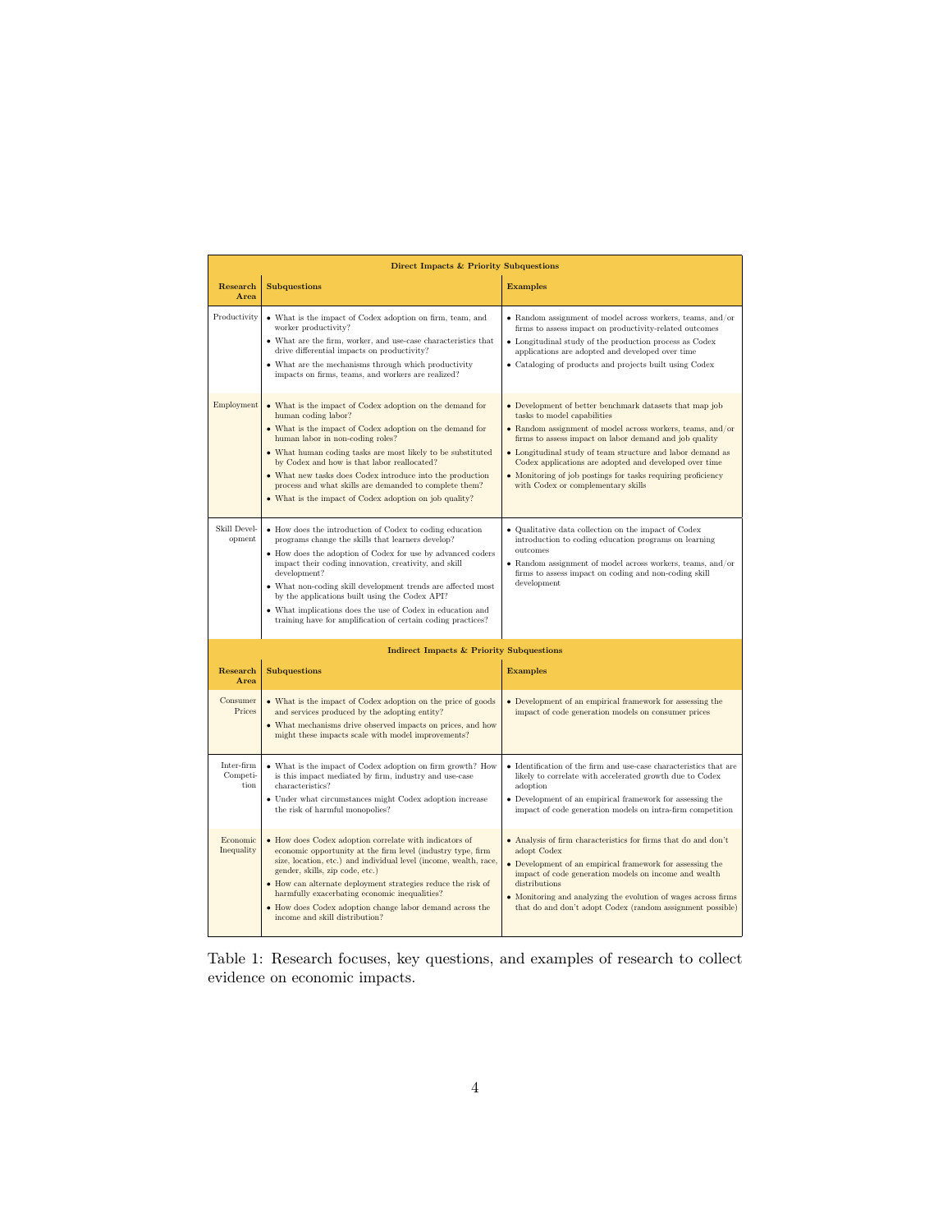| **Direct Impacts & Priority Subquestions** | | |
|---|---|---|
| **Research Area** | **Subquestions** | **Examples** |
| Productivity | • What is the impact of Codex adoption on firm, team, and worker productivity?<br>• What are the firm, worker, and use-case characteristics that drive differential impacts on productivity?<br>• What are the mechanisms through which productivity impacts on firms, teams, and workers are realized? | • Random assignment of model across workers, teams, and/or firms to assess impact on productivity-related outcomes<br>• Longitudinal study of the production process as Codex applications are adopted and developed over time<br>• Cataloging of products and projects built using Codex |
| Employment | • What is the impact of Codex adoption on the demand for human coding labor?<br>• What is the impact of Codex adoption on the demand for human labor in non-coding roles?<br>• What human coding tasks are most likely to be substituted by Codex and how is that labor reallocated?<br>• What new tasks does Codex introduce into the production process and what skills are demanded to complete them?<br>• What is the impact of Codex adoption on job quality? | • Development of better benchmark datasets that map job tasks to model capabilities<br>• Random assignment of model across workers, teams, and/or firms to assess impact on labor demand and job quality<br>• Longitudinal study of team structure and labor demand as Codex applications are adopted and developed over time<br>• Monitoring of job postings for tasks requiring proficiency with Codex or complementary skills |
| Skill Development | • How does the introduction of Codex to coding education programs change the skills that learners develop?<br>• How does the adoption of Codex for use by advanced coders impact their coding innovation, creativity, and skill development?<br>• What non-coding skill development trends are affected most by the applications built using the Codex API?<br>• What implications does the use of Codex in education and training have for amplification of certain coding practices? | • Qualitative data collection on the impact of Codex introduction to coding education programs on learning outcomes<br>• Random assignment of model across workers, teams, and/or firms to assess impact on coding and non-coding skill development |
| **Indirect Impacts & Priority Subquestions** | | |
| **Research Area** | **Subquestions** | **Examples** |
| Consumer Prices | • What is the impact of Codex adoption on the price of goods and services produced by the adopting entity?<br>• What mechanisms drive observed impacts on prices, and how might these impacts scale with model improvements? | • Development of an empirical framework for assessing the impact of code generation models on consumer prices |
| Inter-firm Competition | • What is the impact of Codex adoption on firm growth? How is this impact mediated by firm, industry and use-case characteristics?<br>• Under what circumstances might Codex adoption increase the risk of harmful monopolies? | • Identification of the firm and use-case characteristics that are likely to correlate with accelerated growth due to Codex adoption<br>• Development of an empirical framework for assessing the impact of code generation models on intra-firm competition |
| Economic Inequality | • How does Codex adoption correlate with indicators of economic opportunity at the firm level (industry type, firm size, location, etc.) and individual level (income, wealth, race, gender, skills, zip code, etc.)<br>• How can alternate deployment strategies reduce the risk of harmfully exacerbating economic inequalities?<br>• How does Codex adoption change labor demand across the income and skill distribution? | • Analysis of firm characteristics for firms that do and don't adopt Codex<br>• Development of an empirical framework for assessing the impact of code generation models on income and wealth distributions<br>• Monitoring and analyzing the evolution of wages across firms that do and don't adopt Codex (random assignment possible) |

Table 1: Research focuses, key questions, and examples of research to collect evidence on economic impacts.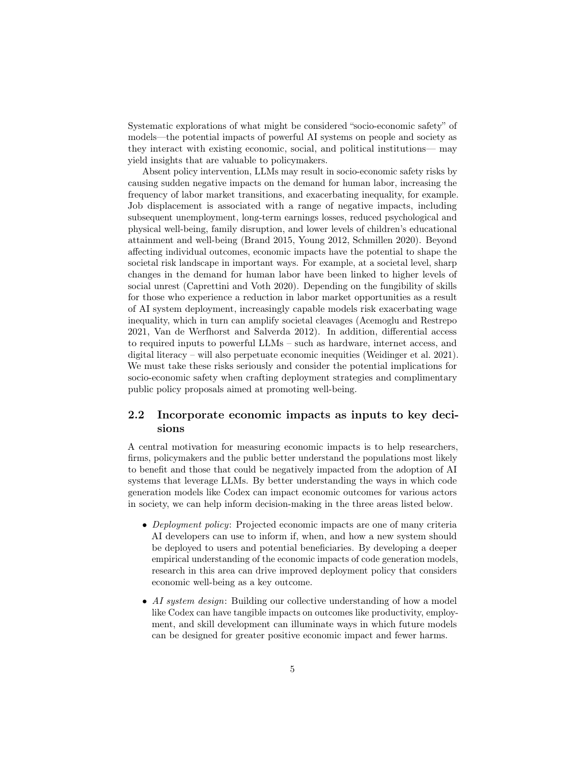Systematic explorations of what might be considered "socio-economic safety" of models—the potential impacts of powerful AI systems on people and society as they interact with existing economic, social, and political institutions— may yield insights that are valuable to policymakers.

Absent policy intervention, LLMs may result in socio-economic safety risks by causing sudden negative impacts on the demand for human labor, increasing the frequency of labor market transitions, and exacerbating inequality, for example. Job displacement is associated with a range of negative impacts, including subsequent unemployment, long-term earnings losses, reduced psychological and physical well-being, family disruption, and lower levels of children's educational attainment and well-being (Brand 2015, Young 2012, Schmillen 2020). Beyond affecting individual outcomes, economic impacts have the potential to shape the societal risk landscape in important ways. For example, at a societal level, sharp changes in the demand for human labor have been linked to higher levels of social unrest (Caprettini and Voth 2020). Depending on the fungibility of skills for those who experience a reduction in labor market opportunities as a result of AI system deployment, increasingly capable models risk exacerbating wage inequality, which in turn can amplify societal cleavages (Acemoglu and Restrepo 2021, Van de Werfhorst and Salverda 2012). In addition, differential access to required inputs to powerful LLMs – such as hardware, internet access, and digital literacy – will also perpetuate economic inequities (Weidinger et al. 2021). We must take these risks seriously and consider the potential implications for socio-economic safety when crafting deployment strategies and complimentary public policy proposals aimed at promoting well-being.

## 2.2 Incorporate economic impacts as inputs to key decisions

A central motivation for measuring economic impacts is to help researchers, firms, policymakers and the public better understand the populations most likely to benefit and those that could be negatively impacted from the adoption of AI systems that leverage LLMs. By better understanding the ways in which code generation models like Codex can impact economic outcomes for various actors in society, we can help inform decision-making in the three areas listed below.

- *Deployment policy*: Projected economic impacts are one of many criteria AI developers can use to inform if, when, and how a new system should be deployed to users and potential beneficiaries. By developing a deeper empirical understanding of the economic impacts of code generation models, research in this area can drive improved deployment policy that considers economic well-being as a key outcome.
- *AI system design*: Building our collective understanding of how a model like Codex can have tangible impacts on outcomes like productivity, employment, and skill development can illuminate ways in which future models can be designed for greater positive economic impact and fewer harms.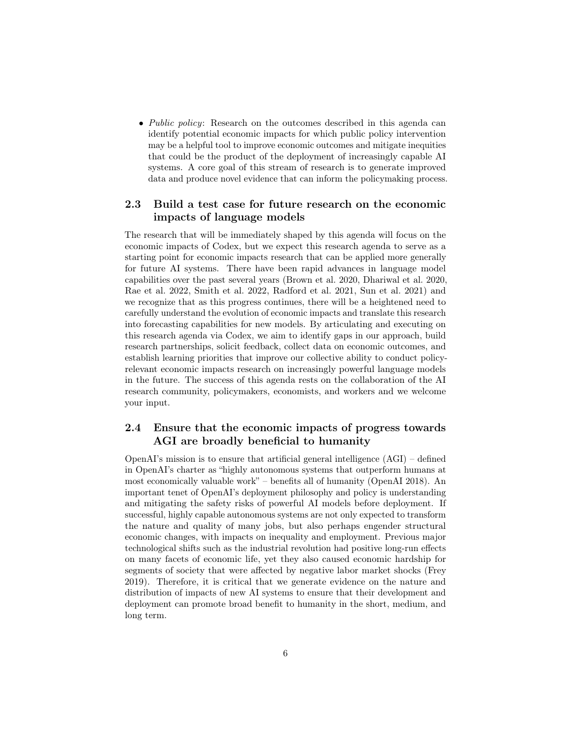- *Public policy*: Research on the outcomes described in this agenda can identify potential economic impacts for which public policy intervention may be a helpful tool to improve economic outcomes and mitigate inequities that could be the product of the deployment of increasingly capable AI systems. A core goal of this stream of research is to generate improved data and produce novel evidence that can inform the policymaking process.

## 2.3 Build a test case for future research on the economic impacts of language models

The research that will be immediately shaped by this agenda will focus on the economic impacts of Codex, but we expect this research agenda to serve as a starting point for economic impacts research that can be applied more generally for future AI systems. There have been rapid advances in language model capabilities over the past several years (Brown et al. 2020, Dhariwal et al. 2020, Rae et al. 2022, Smith et al. 2022, Radford et al. 2021, Sun et al. 2021) and we recognize that as this progress continues, there will be a heightened need to carefully understand the evolution of economic impacts and translate this research into forecasting capabilities for new models. By articulating and executing on this research agenda via Codex, we aim to identify gaps in our approach, build research partnerships, solicit feedback, collect data on economic outcomes, and establish learning priorities that improve our collective ability to conduct policy-relevant economic impacts research on increasingly powerful language models in the future. The success of this agenda rests on the collaboration of the AI research community, policymakers, economists, and workers and we welcome your input.

## 2.4 Ensure that the economic impacts of progress towards AGI are broadly beneficial to humanity

OpenAI's mission is to ensure that artificial general intelligence (AGI) – defined in OpenAI's charter as "highly autonomous systems that outperform humans at most economically valuable work" – benefits all of humanity (OpenAI 2018). An important tenet of OpenAI's deployment philosophy and policy is understanding and mitigating the safety risks of powerful AI models before deployment. If successful, highly capable autonomous systems are not only expected to transform the nature and quality of many jobs, but also perhaps engender structural economic changes, with impacts on inequality and employment. Previous major technological shifts such as the industrial revolution had positive long-run effects on many facets of economic life, yet they also caused economic hardship for segments of society that were affected by negative labor market shocks (Frey 2019). Therefore, it is critical that we generate evidence on the nature and distribution of impacts of new AI systems to ensure that their development and deployment can promote broad benefit to humanity in the short, medium, and long term.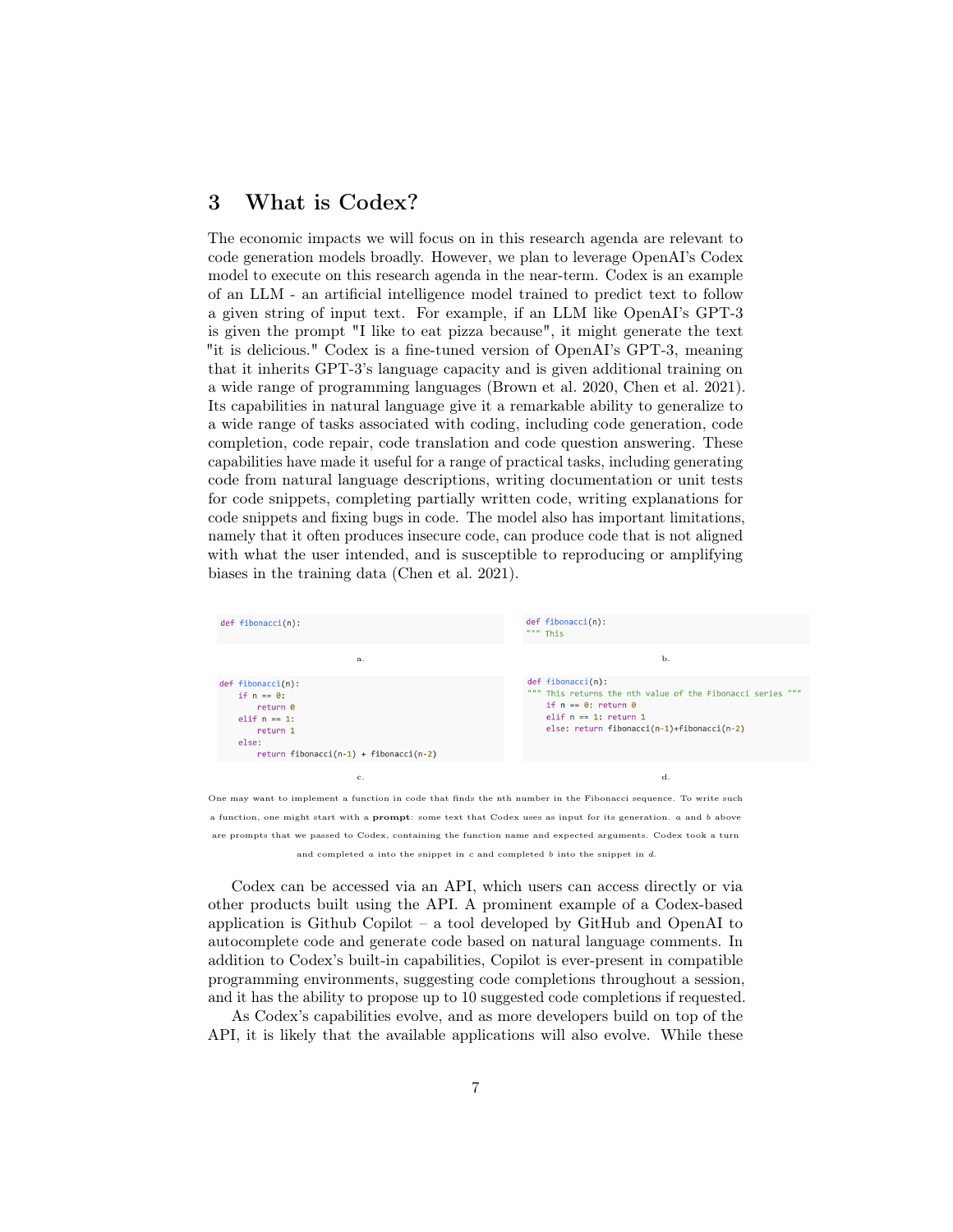# 3 What is Codex?

The economic impacts we will focus on in this research agenda are relevant to code generation models broadly. However, we plan to leverage OpenAI's Codex model to execute on this research agenda in the near-term. Codex is an example of an LLM - an artificial intelligence model trained to predict text to follow a given string of input text. For example, if an LLM like OpenAI's GPT-3 is given the prompt "I like to eat pizza because", it might generate the text "it is delicious." Codex is a fine-tuned version of OpenAI's GPT-3, meaning that it inherits GPT-3's language capacity and is given additional training on a wide range of programming languages (Brown et al. 2020, Chen et al. 2021). Its capabilities in natural language give it a remarkable ability to generalize to a wide range of tasks associated with coding, including code generation, code completion, code repair, code translation and code question answering. These capabilities have made it useful for a range of practical tasks, including generating code from natural language descriptions, writing documentation or unit tests for code snippets, completing partially written code, writing explanations for code snippets and fixing bugs in code. The model also has important limitations, namely that it often produces insecure code, can produce code that is not aligned with what the user intended, and is susceptible to reproducing or amplifying biases in the training data (Chen et al. 2021).

```python
def fibonacci(n):
```

a.

```python
def fibonacci(n):
""" This
```

b.

```python
def fibonacci(n):
    if n == 0:
        return 0
    elif n == 1:
        return 1
    else:
        return fibonacci(n-1) + fibonacci(n-2)
```

c.

```python
def fibonacci(n):
""" This returns the nth value of the Fibonacci series """
    if n == 0: return 0
    elif n == 1: return 1
    else: return fibonacci(n-1)+fibonacci(n-2)
```

d.

One may want to implement a function in code that finds the nth number in the Fibonacci sequence. To write such a function, one might start with a **prompt**: some text that Codex uses as input for its generation. *a* and *b* above are prompts that we passed to Codex, containing the function name and expected arguments. Codex took a turn and completed *a* into the snippet in *c* and completed *b* into the snippet in *d*.

Codex can be accessed via an API, which users can access directly or via other products built using the API. A prominent example of a Codex-based application is Github Copilot – a tool developed by GitHub and OpenAI to autocomplete code and generate code based on natural language comments. In addition to Codex's built-in capabilities, Copilot is ever-present in compatible programming environments, suggesting code completions throughout a session, and it has the ability to propose up to 10 suggested code completions if requested.

As Codex's capabilities evolve, and as more developers build on top of the API, it is likely that the available applications will also evolve. While these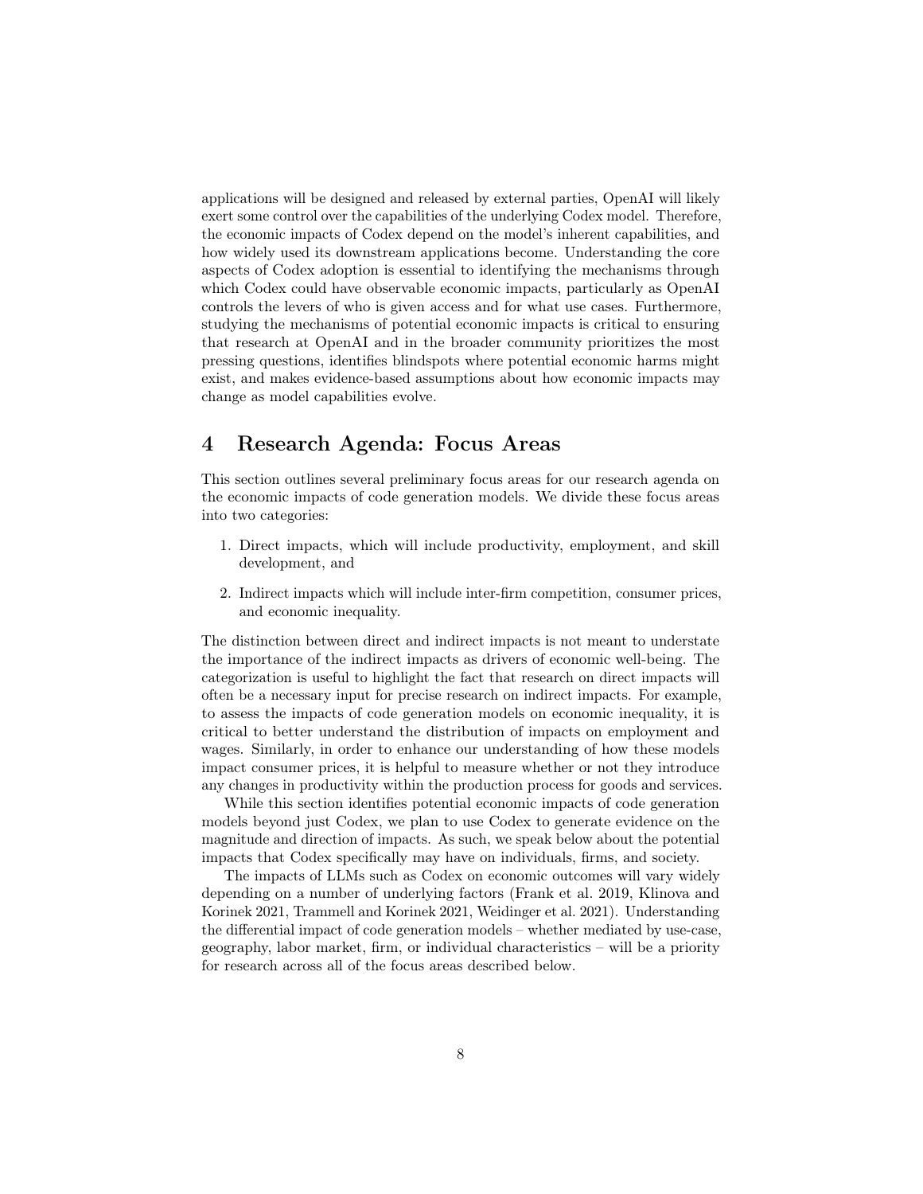applications will be designed and released by external parties, OpenAI will likely exert some control over the capabilities of the underlying Codex model. Therefore, the economic impacts of Codex depend on the model's inherent capabilities, and how widely used its downstream applications become. Understanding the core aspects of Codex adoption is essential to identifying the mechanisms through which Codex could have observable economic impacts, particularly as OpenAI controls the levers of who is given access and for what use cases. Furthermore, studying the mechanisms of potential economic impacts is critical to ensuring that research at OpenAI and in the broader community prioritizes the most pressing questions, identifies blindspots where potential economic harms might exist, and makes evidence-based assumptions about how economic impacts may change as model capabilities evolve.

## 4 Research Agenda: Focus Areas

This section outlines several preliminary focus areas for our research agenda on the economic impacts of code generation models. We divide these focus areas into two categories:

1. Direct impacts, which will include productivity, employment, and skill development, and
2. Indirect impacts which will include inter-firm competition, consumer prices, and economic inequality.

The distinction between direct and indirect impacts is not meant to understate the importance of the indirect impacts as drivers of economic well-being. The categorization is useful to highlight the fact that research on direct impacts will often be a necessary input for precise research on indirect impacts. For example, to assess the impacts of code generation models on economic inequality, it is critical to better understand the distribution of impacts on employment and wages. Similarly, in order to enhance our understanding of how these models impact consumer prices, it is helpful to measure whether or not they introduce any changes in productivity within the production process for goods and services.

While this section identifies potential economic impacts of code generation models beyond just Codex, we plan to use Codex to generate evidence on the magnitude and direction of impacts. As such, we speak below about the potential impacts that Codex specifically may have on individuals, firms, and society.

The impacts of LLMs such as Codex on economic outcomes will vary widely depending on a number of underlying factors (Frank et al. 2019, Klinova and Korinek 2021, Trammell and Korinek 2021, Weidinger et al. 2021). Understanding the differential impact of code generation models – whether mediated by use-case, geography, labor market, firm, or individual characteristics – will be a priority for research across all of the focus areas described below.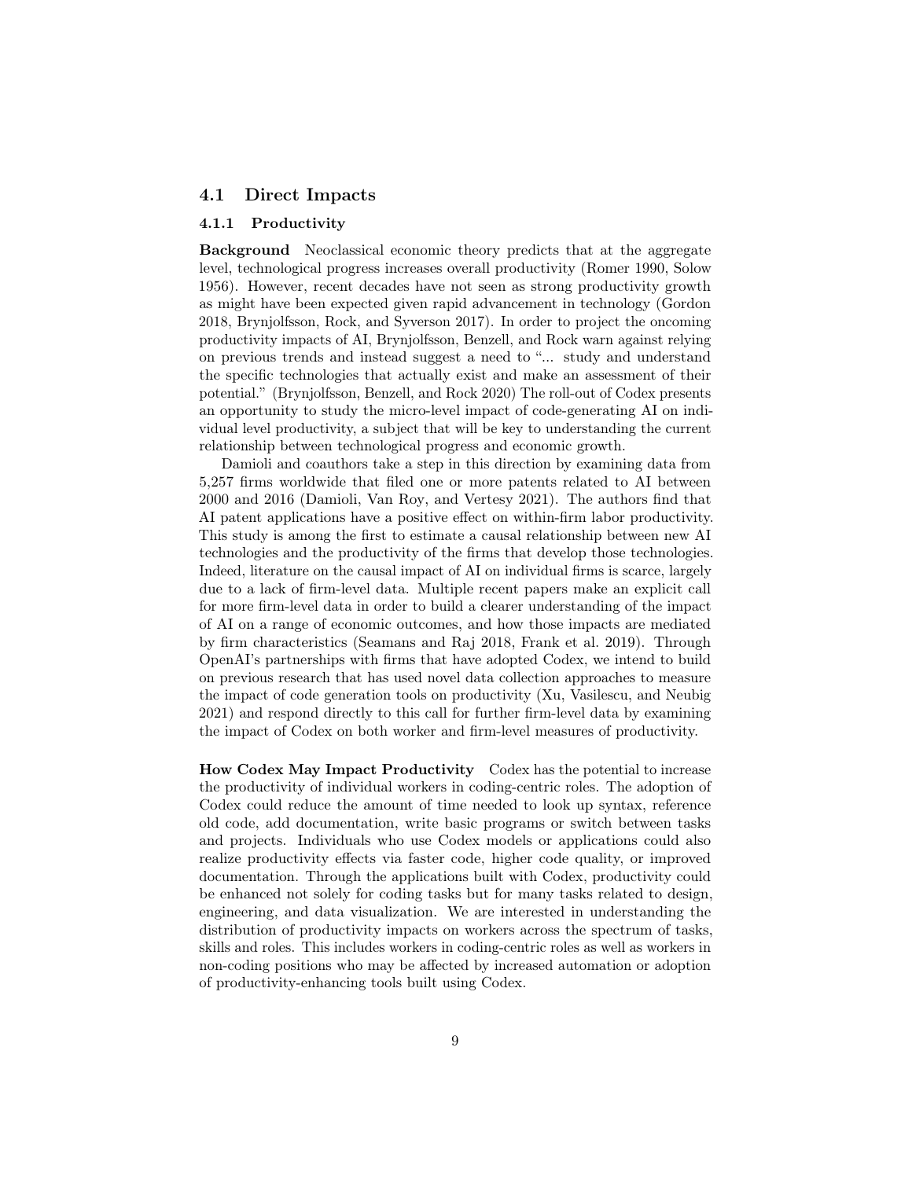## 4.1 Direct Impacts

### 4.1.1 Productivity

**Background** Neoclassical economic theory predicts that at the aggregate level, technological progress increases overall productivity (Romer 1990, Solow 1956). However, recent decades have not seen as strong productivity growth as might have been expected given rapid advancement in technology (Gordon 2018, Brynjolfsson, Rock, and Syverson 2017). In order to project the oncoming productivity impacts of AI, Brynjolfsson, Benzell, and Rock warn against relying on previous trends and instead suggest a need to "... study and understand the specific technologies that actually exist and make an assessment of their potential." (Brynjolfsson, Benzell, and Rock 2020) The roll-out of Codex presents an opportunity to study the micro-level impact of code-generating AI on individual level productivity, a subject that will be key to understanding the current relationship between technological progress and economic growth.

Damioli and coauthors take a step in this direction by examining data from 5,257 firms worldwide that filed one or more patents related to AI between 2000 and 2016 (Damioli, Van Roy, and Vertesy 2021). The authors find that AI patent applications have a positive effect on within-firm labor productivity. This study is among the first to estimate a causal relationship between new AI technologies and the productivity of the firms that develop those technologies. Indeed, literature on the causal impact of AI on individual firms is scarce, largely due to a lack of firm-level data. Multiple recent papers make an explicit call for more firm-level data in order to build a clearer understanding of the impact of AI on a range of economic outcomes, and how those impacts are mediated by firm characteristics (Seamans and Raj 2018, Frank et al. 2019). Through OpenAI's partnerships with firms that have adopted Codex, we intend to build on previous research that has used novel data collection approaches to measure the impact of code generation tools on productivity (Xu, Vasilescu, and Neubig 2021) and respond directly to this call for further firm-level data by examining the impact of Codex on both worker and firm-level measures of productivity.

**How Codex May Impact Productivity** Codex has the potential to increase the productivity of individual workers in coding-centric roles. The adoption of Codex could reduce the amount of time needed to look up syntax, reference old code, add documentation, write basic programs or switch between tasks and projects. Individuals who use Codex models or applications could also realize productivity effects via faster code, higher code quality, or improved documentation. Through the applications built with Codex, productivity could be enhanced not solely for coding tasks but for many tasks related to design, engineering, and data visualization. We are interested in understanding the distribution of productivity impacts on workers across the spectrum of tasks, skills and roles. This includes workers in coding-centric roles as well as workers in non-coding positions who may be affected by increased automation or adoption of productivity-enhancing tools built using Codex.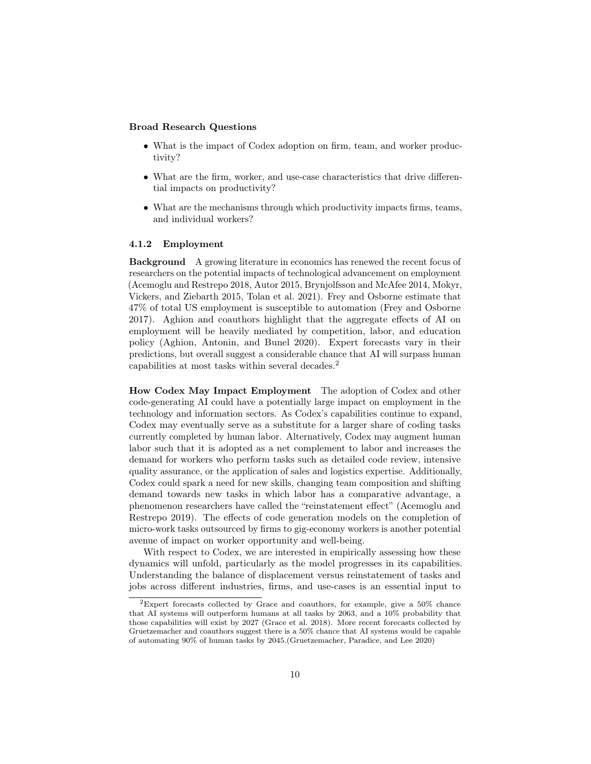**Broad Research Questions**

- What is the impact of Codex adoption on firm, team, and worker productivity?
- What are the firm, worker, and use-case characteristics that drive differential impacts on productivity?
- What are the mechanisms through which productivity impacts firms, teams, and individual workers?

#### 4.1.2 Employment

**Background** A growing literature in economics has renewed the recent focus of researchers on the potential impacts of technological advancement on employment (Acemoglu and Restrepo 2018, Autor 2015, Brynjolfsson and McAfee 2014, Mokyr, Vickers, and Ziebarth 2015, Tolan et al. 2021). Frey and Osborne estimate that 47% of total US employment is susceptible to automation (Frey and Osborne 2017). Aghion and coauthors highlight that the aggregate effects of AI on employment will be heavily mediated by competition, labor, and education policy (Aghion, Antonin, and Bunel 2020). Expert forecasts vary in their predictions, but overall suggest a considerable chance that AI will surpass human capabilities at most tasks within several decades.[2]

**How Codex May Impact Employment** The adoption of Codex and other code-generating AI could have a potentially large impact on employment in the technology and information sectors. As Codex's capabilities continue to expand, Codex may eventually serve as a substitute for a larger share of coding tasks currently completed by human labor. Alternatively, Codex may augment human labor such that it is adopted as a net complement to labor and increases the demand for workers who perform tasks such as detailed code review, intensive quality assurance, or the application of sales and logistics expertise. Additionally, Codex could spark a need for new skills, changing team composition and shifting demand towards new tasks in which labor has a comparative advantage, a phenomenon researchers have called the "reinstatement effect" (Acemoglu and Restrepo 2019). The effects of code generation models on the completion of micro-work tasks outsourced by firms to gig-economy workers is another potential avenue of impact on worker opportunity and well-being.

With respect to Codex, we are interested in empirically assessing how these dynamics will unfold, particularly as the model progresses in its capabilities. Understanding the balance of displacement versus reinstatement of tasks and jobs across different industries, firms, and use-cases is an essential input to

[2] Expert forecasts collected by Grace and coauthors, for example, give a 50% chance that AI systems will outperform humans at all tasks by 2063, and a 10% probability that those capabilities will exist by 2027 (Grace et al. 2018). More recent forecasts collected by Gruetzemacher and coauthors suggest there is a 50% chance that AI systems would be capable of automating 90% of human tasks by 2045.(Gruetzemacher, Paradice, and Lee 2020)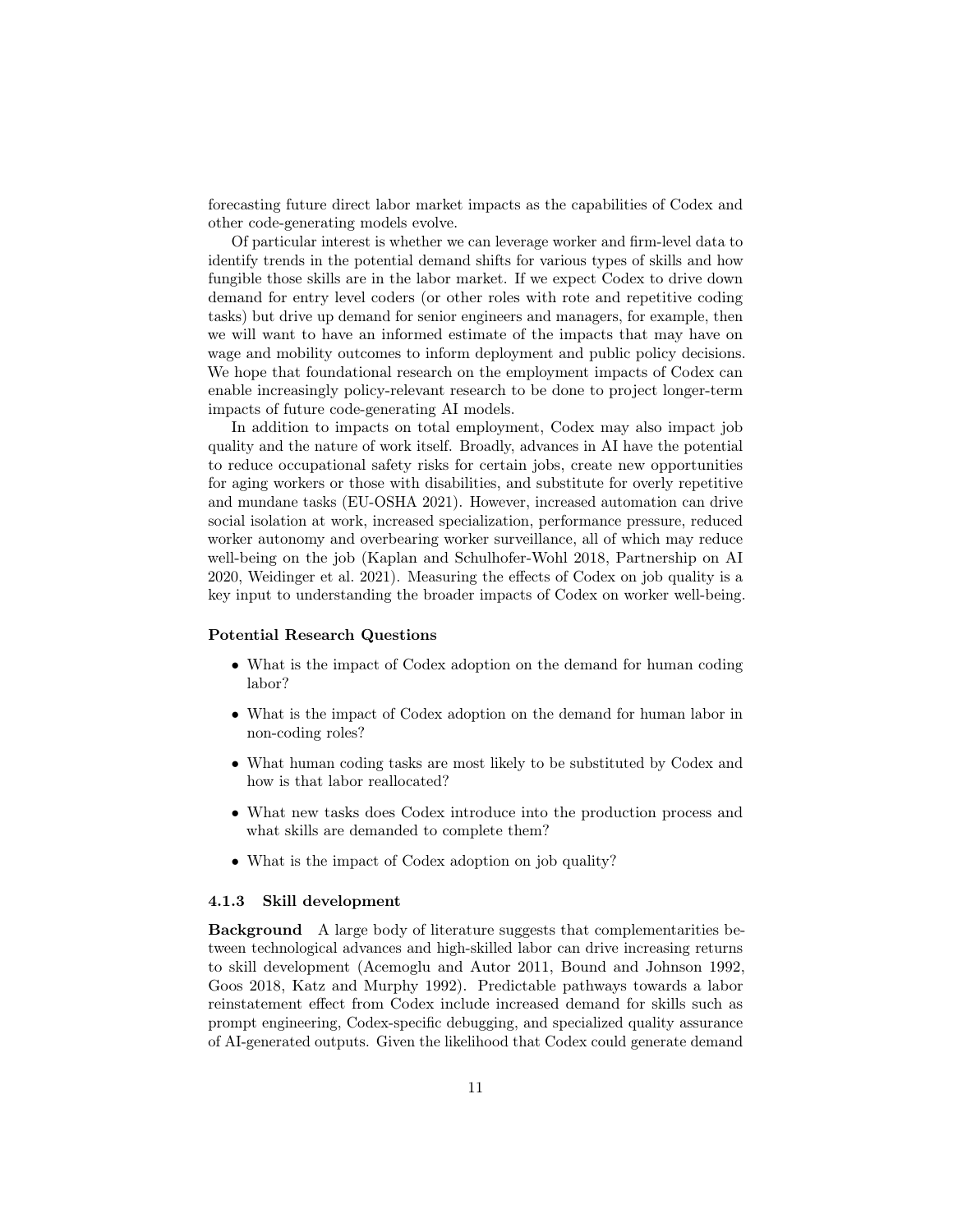forecasting future direct labor market impacts as the capabilities of Codex and other code-generating models evolve.

Of particular interest is whether we can leverage worker and firm-level data to identify trends in the potential demand shifts for various types of skills and how fungible those skills are in the labor market. If we expect Codex to drive down demand for entry level coders (or other roles with rote and repetitive coding tasks) but drive up demand for senior engineers and managers, for example, then we will want to have an informed estimate of the impacts that may have on wage and mobility outcomes to inform deployment and public policy decisions. We hope that foundational research on the employment impacts of Codex can enable increasingly policy-relevant research to be done to project longer-term impacts of future code-generating AI models.

In addition to impacts on total employment, Codex may also impact job quality and the nature of work itself. Broadly, advances in AI have the potential to reduce occupational safety risks for certain jobs, create new opportunities for aging workers or those with disabilities, and substitute for overly repetitive and mundane tasks (EU-OSHA 2021). However, increased automation can drive social isolation at work, increased specialization, performance pressure, reduced worker autonomy and overbearing worker surveillance, all of which may reduce well-being on the job (Kaplan and Schulhofer-Wohl 2018, Partnership on AI 2020, Weidinger et al. 2021). Measuring the effects of Codex on job quality is a key input to understanding the broader impacts of Codex on worker well-being.

**Potential Research Questions**

- What is the impact of Codex adoption on the demand for human coding labor?
- What is the impact of Codex adoption on the demand for human labor in non-coding roles?
- What human coding tasks are most likely to be substituted by Codex and how is that labor reallocated?
- What new tasks does Codex introduce into the production process and what skills are demanded to complete them?
- What is the impact of Codex adoption on job quality?

#### 4.1.3 Skill development

**Background** A large body of literature suggests that complementarities between technological advances and high-skilled labor can drive increasing returns to skill development (Acemoglu and Autor 2011, Bound and Johnson 1992, Goos 2018, Katz and Murphy 1992). Predictable pathways towards a labor reinstatement effect from Codex include increased demand for skills such as prompt engineering, Codex-specific debugging, and specialized quality assurance of AI-generated outputs. Given the likelihood that Codex could generate demand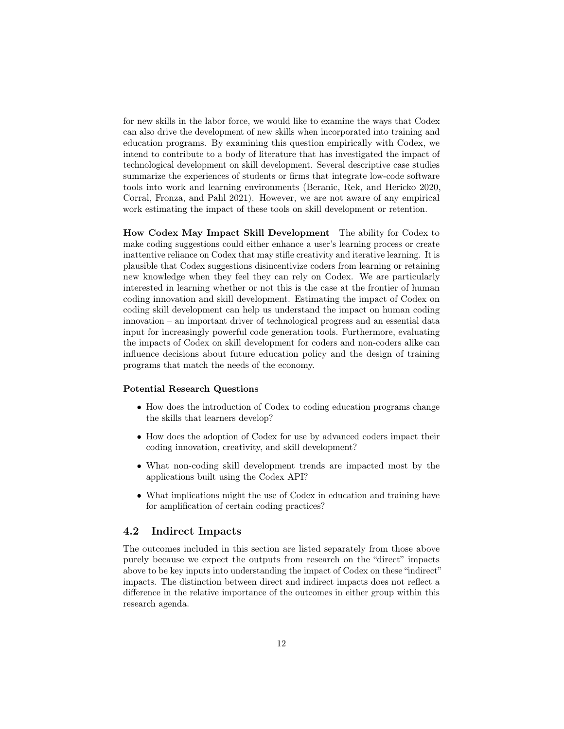for new skills in the labor force, we would like to examine the ways that Codex can also drive the development of new skills when incorporated into training and education programs. By examining this question empirically with Codex, we intend to contribute to a body of literature that has investigated the impact of technological development on skill development. Several descriptive case studies summarize the experiences of students or firms that integrate low-code software tools into work and learning environments (Beranic, Rek, and Hericko 2020, Corral, Fronza, and Pahl 2021). However, we are not aware of any empirical work estimating the impact of these tools on skill development or retention.

**How Codex May Impact Skill Development** The ability for Codex to make coding suggestions could either enhance a user's learning process or create inattentive reliance on Codex that may stifle creativity and iterative learning. It is plausible that Codex suggestions disincentivize coders from learning or retaining new knowledge when they feel they can rely on Codex. We are particularly interested in learning whether or not this is the case at the frontier of human coding innovation and skill development. Estimating the impact of Codex on coding skill development can help us understand the impact on human coding innovation – an important driver of technological progress and an essential data input for increasingly powerful code generation tools. Furthermore, evaluating the impacts of Codex on skill development for coders and non-coders alike can influence decisions about future education policy and the design of training programs that match the needs of the economy.

**Potential Research Questions**

- How does the introduction of Codex to coding education programs change the skills that learners develop?
- How does the adoption of Codex for use by advanced coders impact their coding innovation, creativity, and skill development?
- What non-coding skill development trends are impacted most by the applications built using the Codex API?
- What implications might the use of Codex in education and training have for amplification of certain coding practices?

## 4.2 Indirect Impacts

The outcomes included in this section are listed separately from those above purely because we expect the outputs from research on the "direct" impacts above to be key inputs into understanding the impact of Codex on these "indirect" impacts. The distinction between direct and indirect impacts does not reflect a difference in the relative importance of the outcomes in either group within this research agenda.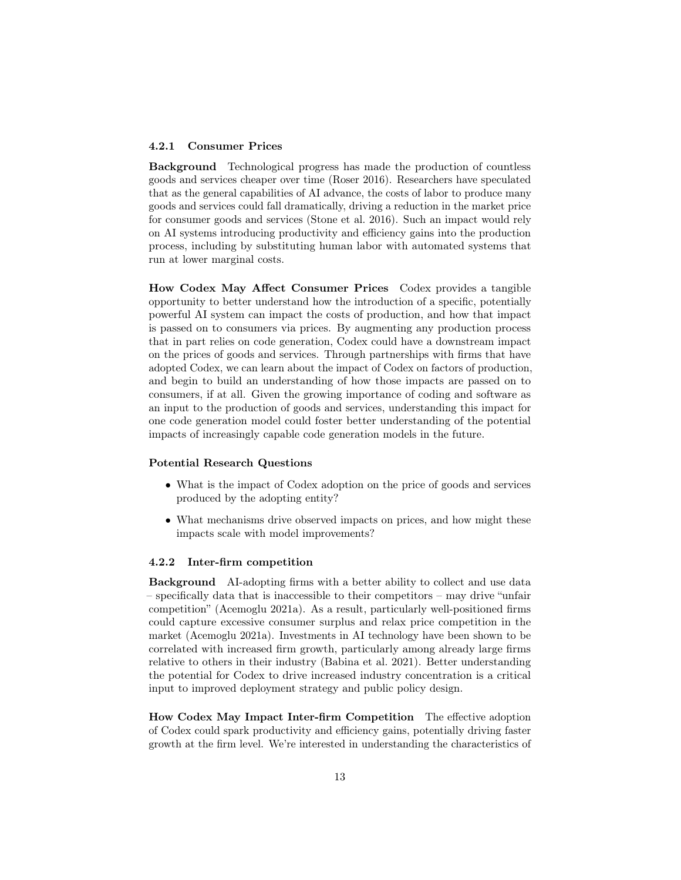#### 4.2.1 Consumer Prices

**Background** Technological progress has made the production of countless goods and services cheaper over time (Roser 2016). Researchers have speculated that as the general capabilities of AI advance, the costs of labor to produce many goods and services could fall dramatically, driving a reduction in the market price for consumer goods and services (Stone et al. 2016). Such an impact would rely on AI systems introducing productivity and efficiency gains into the production process, including by substituting human labor with automated systems that run at lower marginal costs.

**How Codex May Affect Consumer Prices** Codex provides a tangible opportunity to better understand how the introduction of a specific, potentially powerful AI system can impact the costs of production, and how that impact is passed on to consumers via prices. By augmenting any production process that in part relies on code generation, Codex could have a downstream impact on the prices of goods and services. Through partnerships with firms that have adopted Codex, we can learn about the impact of Codex on factors of production, and begin to build an understanding of how those impacts are passed on to consumers, if at all. Given the growing importance of coding and software as an input to the production of goods and services, understanding this impact for one code generation model could foster better understanding of the potential impacts of increasingly capable code generation models in the future.

**Potential Research Questions**

- What is the impact of Codex adoption on the price of goods and services produced by the adopting entity?
- What mechanisms drive observed impacts on prices, and how might these impacts scale with model improvements?

#### 4.2.2 Inter-firm competition

**Background** AI-adopting firms with a better ability to collect and use data – specifically data that is inaccessible to their competitors – may drive "unfair competition" (Acemoglu 2021a). As a result, particularly well-positioned firms could capture excessive consumer surplus and relax price competition in the market (Acemoglu 2021a). Investments in AI technology have been shown to be correlated with increased firm growth, particularly among already large firms relative to others in their industry (Babina et al. 2021). Better understanding the potential for Codex to drive increased industry concentration is a critical input to improved deployment strategy and public policy design.

**How Codex May Impact Inter-firm Competition** The effective adoption of Codex could spark productivity and efficiency gains, potentially driving faster growth at the firm level. We're interested in understanding the characteristics of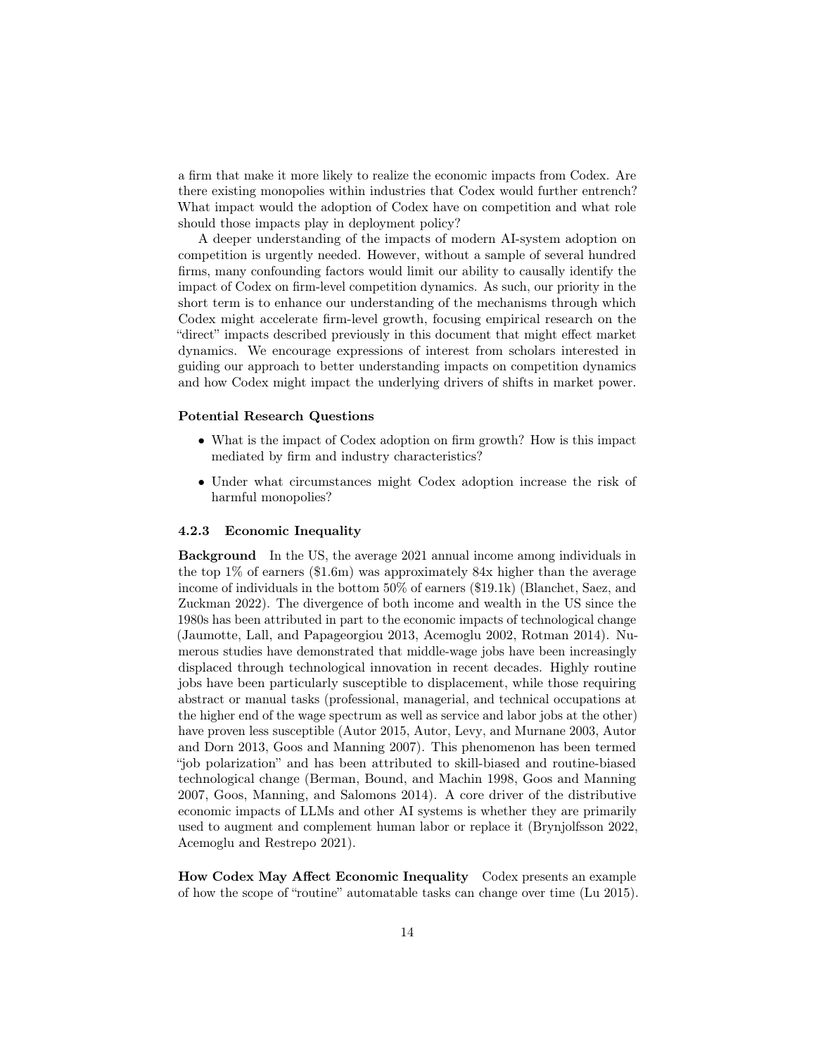a firm that make it more likely to realize the economic impacts from Codex. Are there existing monopolies within industries that Codex would further entrench? What impact would the adoption of Codex have on competition and what role should those impacts play in deployment policy?

A deeper understanding of the impacts of modern AI-system adoption on competition is urgently needed. However, without a sample of several hundred firms, many confounding factors would limit our ability to causally identify the impact of Codex on firm-level competition dynamics. As such, our priority in the short term is to enhance our understanding of the mechanisms through which Codex might accelerate firm-level growth, focusing empirical research on the "direct" impacts described previously in this document that might effect market dynamics. We encourage expressions of interest from scholars interested in guiding our approach to better understanding impacts on competition dynamics and how Codex might impact the underlying drivers of shifts in market power.

**Potential Research Questions**

- What is the impact of Codex adoption on firm growth? How is this impact mediated by firm and industry characteristics?
- Under what circumstances might Codex adoption increase the risk of harmful monopolies?

#### 4.2.3 Economic Inequality

**Background** In the US, the average 2021 annual income among individuals in the top 1% of earners ($1.6m) was approximately 84x higher than the average income of individuals in the bottom 50% of earners ($19.1k) (Blanchet, Saez, and Zuckman 2022). The divergence of both income and wealth in the US since the 1980s has been attributed in part to the economic impacts of technological change (Jaumotte, Lall, and Papageorgiou 2013, Acemoglu 2002, Rotman 2014). Numerous studies have demonstrated that middle-wage jobs have been increasingly displaced through technological innovation in recent decades. Highly routine jobs have been particularly susceptible to displacement, while those requiring abstract or manual tasks (professional, managerial, and technical occupations at the higher end of the wage spectrum as well as service and labor jobs at the other) have proven less susceptible (Autor 2015, Autor, Levy, and Murnane 2003, Autor and Dorn 2013, Goos and Manning 2007). This phenomenon has been termed "job polarization" and has been attributed to skill-biased and routine-biased technological change (Berman, Bound, and Machin 1998, Goos and Manning 2007, Goos, Manning, and Salomons 2014). A core driver of the distributive economic impacts of LLMs and other AI systems is whether they are primarily used to augment and complement human labor or replace it (Brynjolfsson 2022, Acemoglu and Restrepo 2021).

**How Codex May Affect Economic Inequality** Codex presents an example of how the scope of "routine" automatable tasks can change over time (Lu 2015).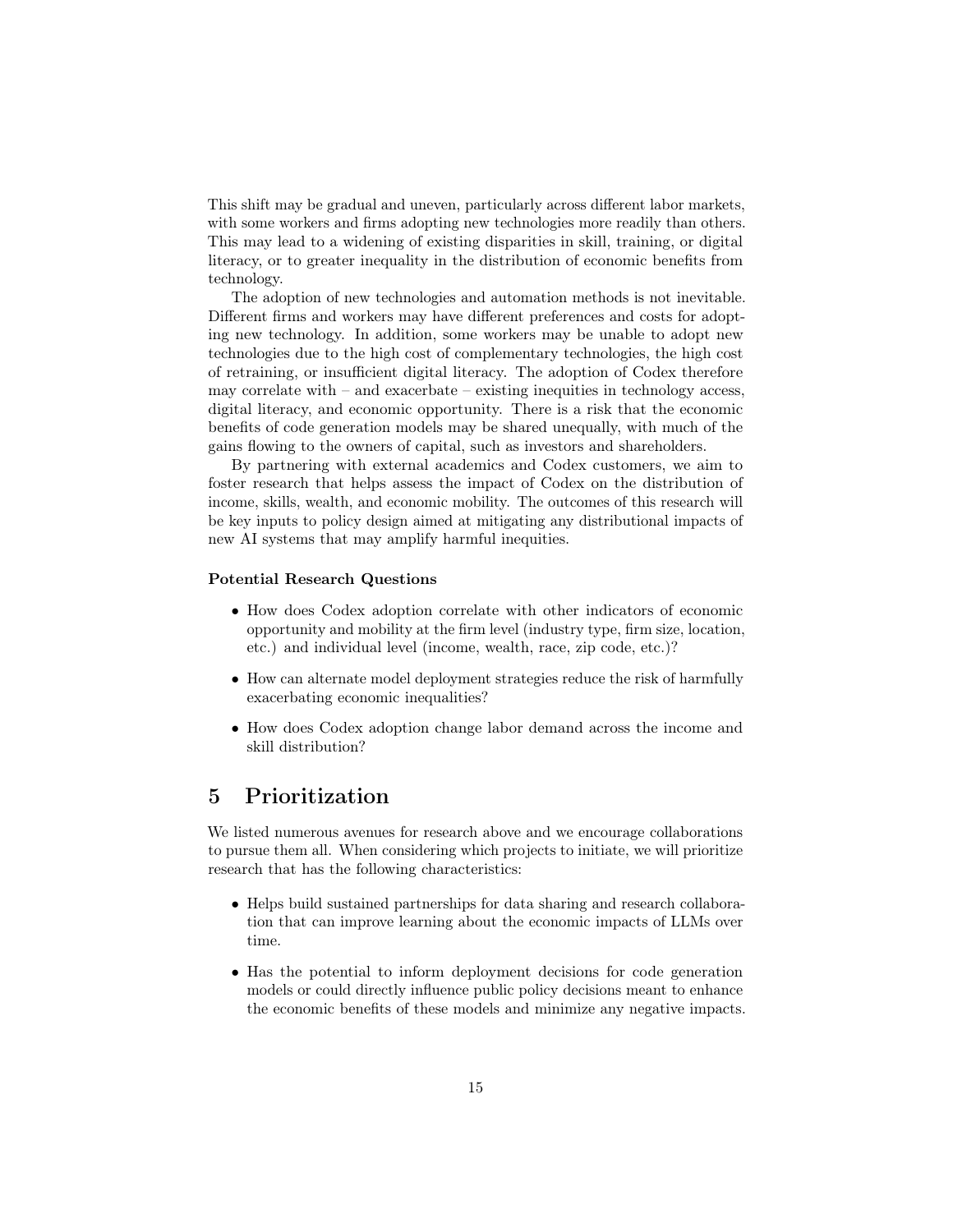This shift may be gradual and uneven, particularly across different labor markets, with some workers and firms adopting new technologies more readily than others. This may lead to a widening of existing disparities in skill, training, or digital literacy, or to greater inequality in the distribution of economic benefits from technology.

The adoption of new technologies and automation methods is not inevitable. Different firms and workers may have different preferences and costs for adopting new technology. In addition, some workers may be unable to adopt new technologies due to the high cost of complementary technologies, the high cost of retraining, or insufficient digital literacy. The adoption of Codex therefore may correlate with – and exacerbate – existing inequities in technology access, digital literacy, and economic opportunity. There is a risk that the economic benefits of code generation models may be shared unequally, with much of the gains flowing to the owners of capital, such as investors and shareholders.

By partnering with external academics and Codex customers, we aim to foster research that helps assess the impact of Codex on the distribution of income, skills, wealth, and economic mobility. The outcomes of this research will be key inputs to policy design aimed at mitigating any distributional impacts of new AI systems that may amplify harmful inequities.

**Potential Research Questions**

- How does Codex adoption correlate with other indicators of economic opportunity and mobility at the firm level (industry type, firm size, location, etc.) and individual level (income, wealth, race, zip code, etc.)?
- How can alternate model deployment strategies reduce the risk of harmfully exacerbating economic inequalities?
- How does Codex adoption change labor demand across the income and skill distribution?

# 5 Prioritization

We listed numerous avenues for research above and we encourage collaborations to pursue them all. When considering which projects to initiate, we will prioritize research that has the following characteristics:

- Helps build sustained partnerships for data sharing and research collaboration that can improve learning about the economic impacts of LLMs over time.
- Has the potential to inform deployment decisions for code generation models or could directly influence public policy decisions meant to enhance the economic benefits of these models and minimize any negative impacts.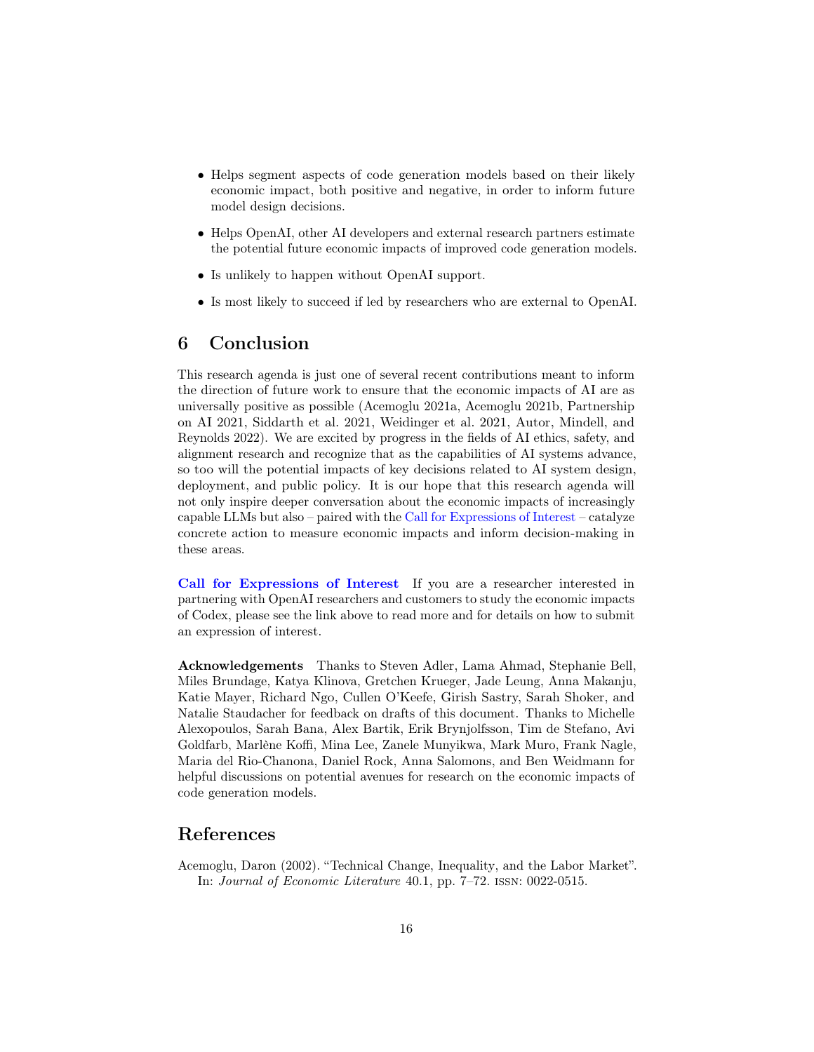- Helps segment aspects of code generation models based on their likely economic impact, both positive and negative, in order to inform future model design decisions.
- Helps OpenAI, other AI developers and external research partners estimate the potential future economic impacts of improved code generation models.
- Is unlikely to happen without OpenAI support.
- Is most likely to succeed if led by researchers who are external to OpenAI.

## 6 Conclusion

This research agenda is just one of several recent contributions meant to inform the direction of future work to ensure that the economic impacts of AI are as universally positive as possible (Acemoglu 2021a, Acemoglu 2021b, Partnership on AI 2021, Siddarth et al. 2021, Weidinger et al. 2021, Autor, Mindell, and Reynolds 2022). We are excited by progress in the fields of AI ethics, safety, and alignment research and recognize that as the capabilities of AI systems advance, so too will the potential impacts of key decisions related to AI system design, deployment, and public policy. It is our hope that this research agenda will not only inspire deeper conversation about the economic impacts of increasingly capable LLMs but also – paired with the Call for Expressions of Interest – catalyze concrete action to measure economic impacts and inform decision-making in these areas.

**Call for Expressions of Interest** If you are a researcher interested in partnering with OpenAI researchers and customers to study the economic impacts of Codex, please see the link above to read more and for details on how to submit an expression of interest.

**Acknowledgements** Thanks to Steven Adler, Lama Ahmad, Stephanie Bell, Miles Brundage, Katya Klinova, Gretchen Krueger, Jade Leung, Anna Makanju, Katie Mayer, Richard Ngo, Cullen O'Keefe, Girish Sastry, Sarah Shoker, and Natalie Staudacher for feedback on drafts of this document. Thanks to Michelle Alexopoulos, Sarah Bana, Alex Bartik, Erik Brynjolfsson, Tim de Stefano, Avi Goldfarb, Marlène Koffi, Mina Lee, Zanele Munyikwa, Mark Muro, Frank Nagle, Maria del Rio-Chanona, Daniel Rock, Anna Salomons, and Ben Weidmann for helpful discussions on potential avenues for research on the economic impacts of code generation models.

## References

Acemoglu, Daron (2002). "Technical Change, Inequality, and the Labor Market". In: *Journal of Economic Literature* 40.1, pp. 7–72. ISSN: 0022-0515.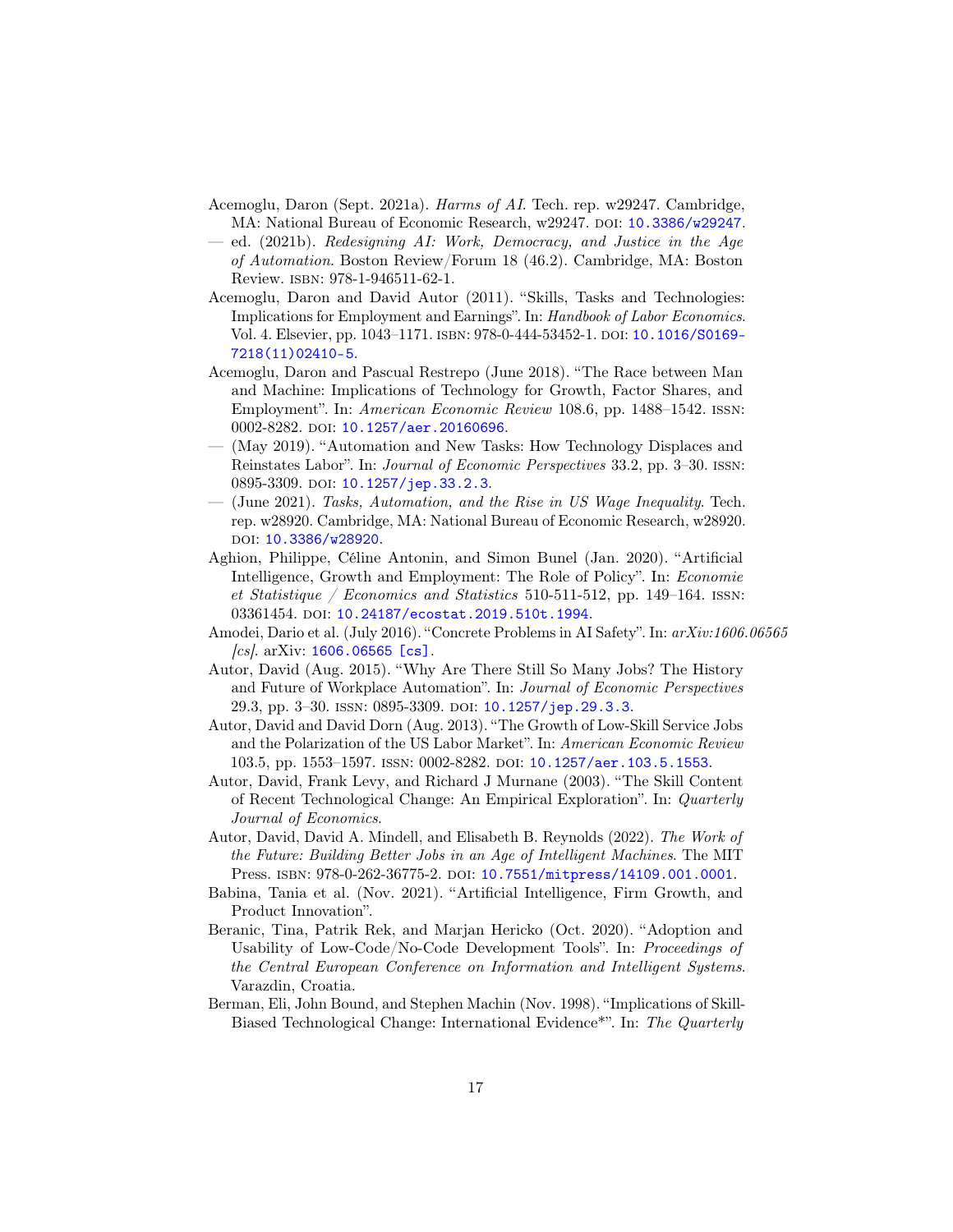Acemoglu, Daron (Sept. 2021a). *Harms of AI*. Tech. rep. w29247. Cambridge, MA: National Bureau of Economic Research, w29247. DOI: 10.3386/w29247.

— ed. (2021b). *Redesigning AI: Work, Democracy, and Justice in the Age of Automation*. Boston Review/Forum 18 (46.2). Cambridge, MA: Boston Review. ISBN: 978-1-946511-62-1.

Acemoglu, Daron and David Autor (2011). "Skills, Tasks and Technologies: Implications for Employment and Earnings". In: *Handbook of Labor Economics*. Vol. 4. Elsevier, pp. 1043–1171. ISBN: 978-0-444-53452-1. DOI: 10.1016/S0169-7218(11)02410-5.

Acemoglu, Daron and Pascual Restrepo (June 2018). "The Race between Man and Machine: Implications of Technology for Growth, Factor Shares, and Employment". In: *American Economic Review* 108.6, pp. 1488–1542. ISSN: 0002-8282. DOI: 10.1257/aer.20160696.

— (May 2019). "Automation and New Tasks: How Technology Displaces and Reinstates Labor". In: *Journal of Economic Perspectives* 33.2, pp. 3–30. ISSN: 0895-3309. DOI: 10.1257/jep.33.2.3.

— (June 2021). *Tasks, Automation, and the Rise in US Wage Inequality*. Tech. rep. w28920. Cambridge, MA: National Bureau of Economic Research, w28920. DOI: 10.3386/w28920.

Aghion, Philippe, Céline Antonin, and Simon Bunel (Jan. 2020). "Artificial Intelligence, Growth and Employment: The Role of Policy". In: *Economie et Statistique / Economics and Statistics* 510-511-512, pp. 149–164. ISSN: 03361454. DOI: 10.24187/ecostat.2019.510t.1994.

Amodei, Dario et al. (July 2016). "Concrete Problems in AI Safety". In: *arXiv:1606.06565 [cs]*. arXiv: 1606.06565 [cs].

Autor, David (Aug. 2015). "Why Are There Still So Many Jobs? The History and Future of Workplace Automation". In: *Journal of Economic Perspectives* 29.3, pp. 3–30. ISSN: 0895-3309. DOI: 10.1257/jep.29.3.3.

Autor, David and David Dorn (Aug. 2013). "The Growth of Low-Skill Service Jobs and the Polarization of the US Labor Market". In: *American Economic Review* 103.5, pp. 1553–1597. ISSN: 0002-8282. DOI: 10.1257/aer.103.5.1553.

Autor, David, Frank Levy, and Richard J Murnane (2003). "The Skill Content of Recent Technological Change: An Empirical Exploration". In: *Quarterly Journal of Economics*.

Autor, David, David A. Mindell, and Elisabeth B. Reynolds (2022). *The Work of the Future: Building Better Jobs in an Age of Intelligent Machines*. The MIT Press. ISBN: 978-0-262-36775-2. DOI: 10.7551/mitpress/14109.001.0001.

Babina, Tania et al. (Nov. 2021). "Artificial Intelligence, Firm Growth, and Product Innovation".

Beranic, Tina, Patrik Rek, and Marjan Hericko (Oct. 2020). "Adoption and Usability of Low-Code/No-Code Development Tools". In: *Proceedings of the Central European Conference on Information and Intelligent Systems*. Varazdin, Croatia.

Berman, Eli, John Bound, and Stephen Machin (Nov. 1998). "Implications of Skill-Biased Technological Change: International Evidence*". In: *The Quarterly*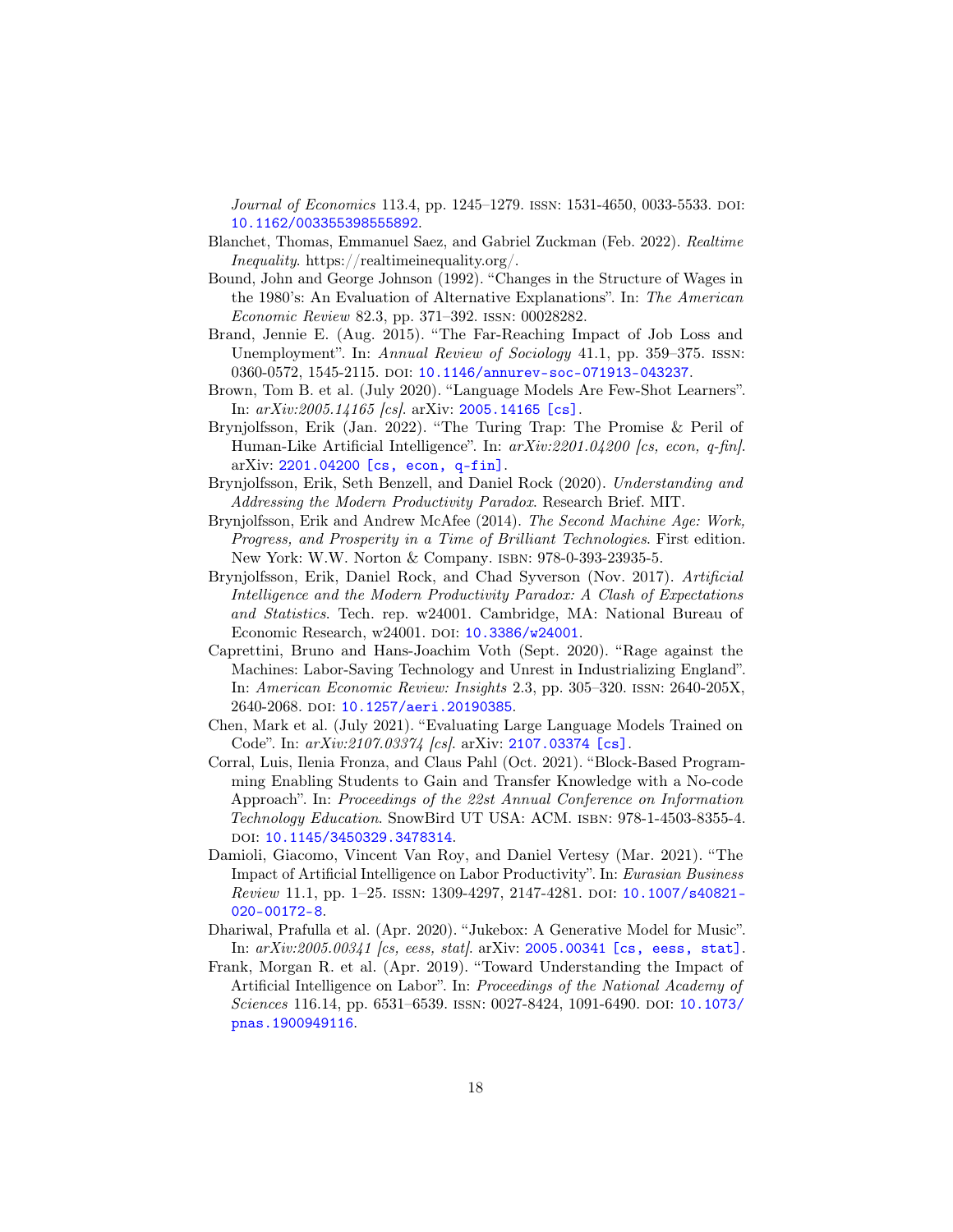*Journal of Economics* 113.4, pp. 1245–1279. ISSN: 1531-4650, 0033-5533. DOI: 10.1162/003355398555892.

Blanchet, Thomas, Emmanuel Saez, and Gabriel Zuckman (Feb. 2022). *Realtime Inequality*. https://realtimeinequality.org/.

Bound, John and George Johnson (1992). "Changes in the Structure of Wages in the 1980's: An Evaluation of Alternative Explanations". In: *The American Economic Review* 82.3, pp. 371–392. ISSN: 00028282.

Brand, Jennie E. (Aug. 2015). "The Far-Reaching Impact of Job Loss and Unemployment". In: *Annual Review of Sociology* 41.1, pp. 359–375. ISSN: 0360-0572, 1545-2115. DOI: 10.1146/annurev-soc-071913-043237.

Brown, Tom B. et al. (July 2020). "Language Models Are Few-Shot Learners". In: *arXiv:2005.14165 [cs]*. arXiv: 2005.14165 [cs].

Brynjolfsson, Erik (Jan. 2022). "The Turing Trap: The Promise & Peril of Human-Like Artificial Intelligence". In: *arXiv:2201.04200 [cs, econ, q-fin]*. arXiv: 2201.04200 [cs, econ, q-fin].

Brynjolfsson, Erik, Seth Benzell, and Daniel Rock (2020). *Understanding and Addressing the Modern Productivity Paradox*. Research Brief. MIT.

Brynjolfsson, Erik and Andrew McAfee (2014). *The Second Machine Age: Work, Progress, and Prosperity in a Time of Brilliant Technologies*. First edition. New York: W.W. Norton & Company. ISBN: 978-0-393-23935-5.

Brynjolfsson, Erik, Daniel Rock, and Chad Syverson (Nov. 2017). *Artificial Intelligence and the Modern Productivity Paradox: A Clash of Expectations and Statistics*. Tech. rep. w24001. Cambridge, MA: National Bureau of Economic Research, w24001. DOI: 10.3386/w24001.

Caprettini, Bruno and Hans-Joachim Voth (Sept. 2020). "Rage against the Machines: Labor-Saving Technology and Unrest in Industrializing England". In: *American Economic Review: Insights* 2.3, pp. 305–320. ISSN: 2640-205X, 2640-2068. DOI: 10.1257/aeri.20190385.

Chen, Mark et al. (July 2021). "Evaluating Large Language Models Trained on Code". In: *arXiv:2107.03374 [cs]*. arXiv: 2107.03374 [cs].

Corral, Luis, Ilenia Fronza, and Claus Pahl (Oct. 2021). "Block-Based Programming Enabling Students to Gain and Transfer Knowledge with a No-code Approach". In: *Proceedings of the 22st Annual Conference on Information Technology Education*. SnowBird UT USA: ACM. ISBN: 978-1-4503-8355-4. DOI: 10.1145/3450329.3478314.

Damioli, Giacomo, Vincent Van Roy, and Daniel Vertesy (Mar. 2021). "The Impact of Artificial Intelligence on Labor Productivity". In: *Eurasian Business Review* 11.1, pp. 1–25. ISSN: 1309-4297, 2147-4281. DOI: 10.1007/s40821-020-00172-8.

Dhariwal, Prafulla et al. (Apr. 2020). "Jukebox: A Generative Model for Music". In: *arXiv:2005.00341 [cs, eess, stat]*. arXiv: 2005.00341 [cs, eess, stat].

Frank, Morgan R. et al. (Apr. 2019). "Toward Understanding the Impact of Artificial Intelligence on Labor". In: *Proceedings of the National Academy of Sciences* 116.14, pp. 6531–6539. ISSN: 0027-8424, 1091-6490. DOI: 10.1073/pnas.1900949116.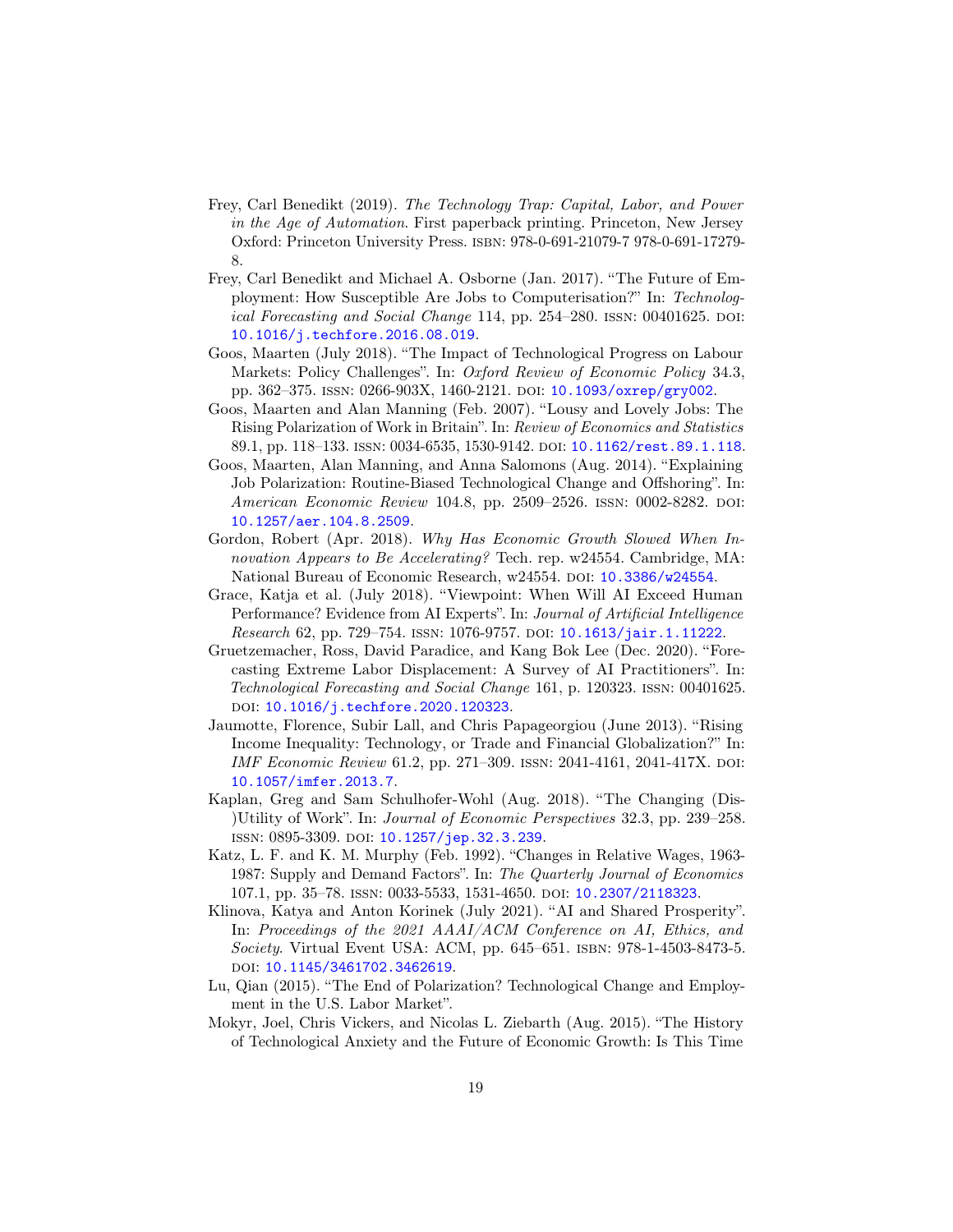Frey, Carl Benedikt (2019). *The Technology Trap: Capital, Labor, and Power in the Age of Automation*. First paperback printing. Princeton, New Jersey Oxford: Princeton University Press. ISBN: 978-0-691-21079-7 978-0-691-17279-8.

Frey, Carl Benedikt and Michael A. Osborne (Jan. 2017). "The Future of Employment: How Susceptible Are Jobs to Computerisation?" In: *Technological Forecasting and Social Change* 114, pp. 254–280. ISSN: 00401625. DOI: 10.1016/j.techfore.2016.08.019.

Goos, Maarten (July 2018). "The Impact of Technological Progress on Labour Markets: Policy Challenges". In: *Oxford Review of Economic Policy* 34.3, pp. 362–375. ISSN: 0266-903X, 1460-2121. DOI: 10.1093/oxrep/gry002.

Goos, Maarten and Alan Manning (Feb. 2007). "Lousy and Lovely Jobs: The Rising Polarization of Work in Britain". In: *Review of Economics and Statistics* 89.1, pp. 118–133. ISSN: 0034-6535, 1530-9142. DOI: 10.1162/rest.89.1.118.

Goos, Maarten, Alan Manning, and Anna Salomons (Aug. 2014). "Explaining Job Polarization: Routine-Biased Technological Change and Offshoring". In: *American Economic Review* 104.8, pp. 2509–2526. ISSN: 0002-8282. DOI: 10.1257/aer.104.8.2509.

Gordon, Robert (Apr. 2018). *Why Has Economic Growth Slowed When Innovation Appears to Be Accelerating?* Tech. rep. w24554. Cambridge, MA: National Bureau of Economic Research, w24554. DOI: 10.3386/w24554.

Grace, Katja et al. (July 2018). "Viewpoint: When Will AI Exceed Human Performance? Evidence from AI Experts". In: *Journal of Artificial Intelligence Research* 62, pp. 729–754. ISSN: 1076-9757. DOI: 10.1613/jair.1.11222.

Gruetzemacher, Ross, David Paradice, and Kang Bok Lee (Dec. 2020). "Forecasting Extreme Labor Displacement: A Survey of AI Practitioners". In: *Technological Forecasting and Social Change* 161, p. 120323. ISSN: 00401625. DOI: 10.1016/j.techfore.2020.120323.

Jaumotte, Florence, Subir Lall, and Chris Papageorgiou (June 2013). "Rising Income Inequality: Technology, or Trade and Financial Globalization?" In: *IMF Economic Review* 61.2, pp. 271–309. ISSN: 2041-4161, 2041-417X. DOI: 10.1057/imfer.2013.7.

Kaplan, Greg and Sam Schulhofer-Wohl (Aug. 2018). "The Changing (Dis-)Utility of Work". In: *Journal of Economic Perspectives* 32.3, pp. 239–258. ISSN: 0895-3309. DOI: 10.1257/jep.32.3.239.

Katz, L. F. and K. M. Murphy (Feb. 1992). "Changes in Relative Wages, 1963-1987: Supply and Demand Factors". In: *The Quarterly Journal of Economics* 107.1, pp. 35–78. ISSN: 0033-5533, 1531-4650. DOI: 10.2307/2118323.

Klinova, Katya and Anton Korinek (July 2021). "AI and Shared Prosperity". In: *Proceedings of the 2021 AAAI/ACM Conference on AI, Ethics, and Society*. Virtual Event USA: ACM, pp. 645–651. ISBN: 978-1-4503-8473-5. DOI: 10.1145/3461702.3462619.

Lu, Qian (2015). "The End of Polarization? Technological Change and Employment in the U.S. Labor Market".

Mokyr, Joel, Chris Vickers, and Nicolas L. Ziebarth (Aug. 2015). "The History of Technological Anxiety and the Future of Economic Growth: Is This Time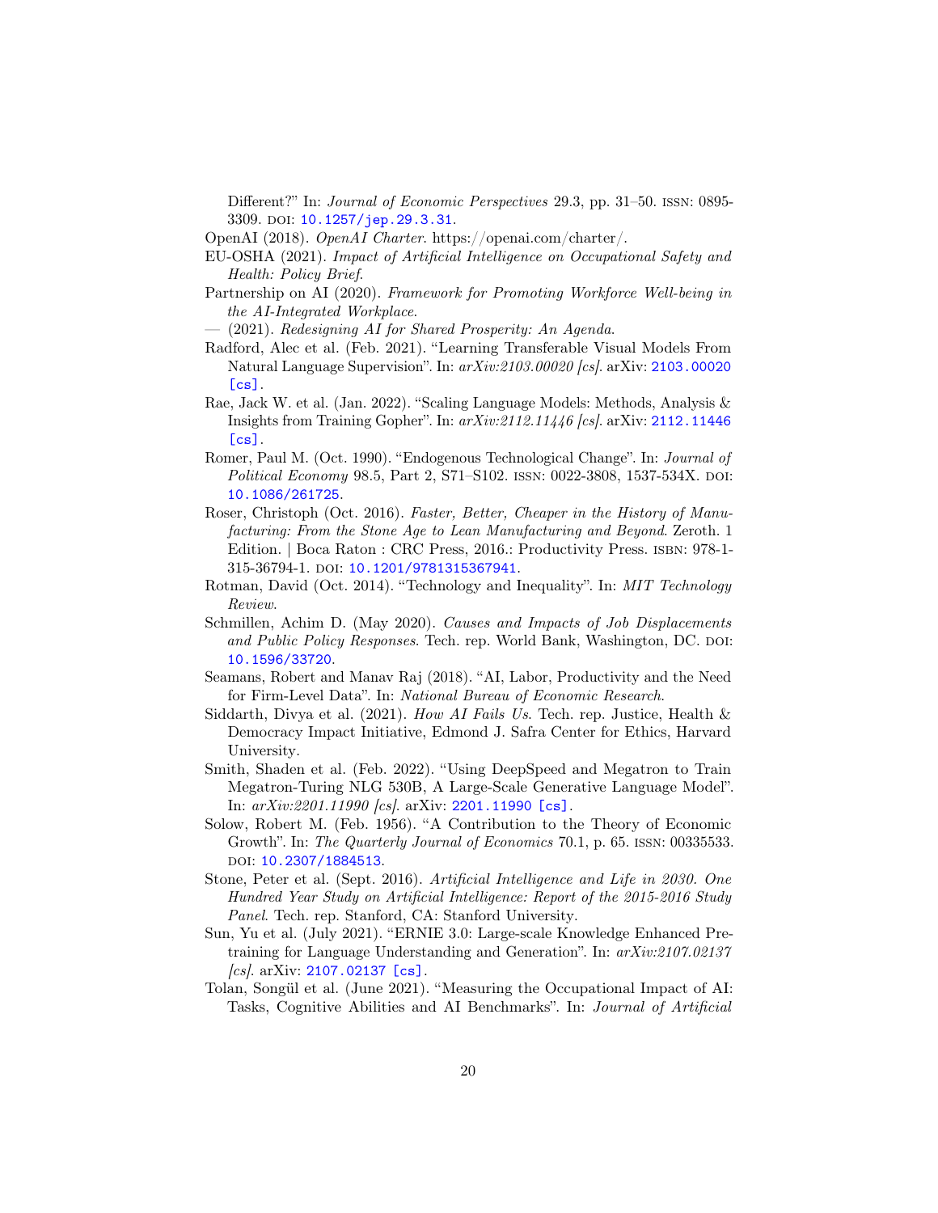Different?" In: *Journal of Economic Perspectives* 29.3, pp. 31–50. ISSN: 0895-3309. DOI: 10.1257/jep.29.3.31.

OpenAI (2018). *OpenAI Charter*. https://openai.com/charter/.

EU-OSHA (2021). *Impact of Artificial Intelligence on Occupational Safety and Health: Policy Brief*.

Partnership on AI (2020). *Framework for Promoting Workforce Well-being in the AI-Integrated Workplace*.

— (2021). *Redesigning AI for Shared Prosperity: An Agenda*.

Radford, Alec et al. (Feb. 2021). "Learning Transferable Visual Models From Natural Language Supervision". In: *arXiv:2103.00020 [cs]*. arXiv: 2103.00020 [cs].

Rae, Jack W. et al. (Jan. 2022). "Scaling Language Models: Methods, Analysis & Insights from Training Gopher". In: *arXiv:2112.11446 [cs]*. arXiv: 2112.11446 [cs].

Romer, Paul M. (Oct. 1990). "Endogenous Technological Change". In: *Journal of Political Economy* 98.5, Part 2, S71–S102. ISSN: 0022-3808, 1537-534X. DOI: 10.1086/261725.

Roser, Christoph (Oct. 2016). *Faster, Better, Cheaper in the History of Manufacturing: From the Stone Age to Lean Manufacturing and Beyond*. Zeroth. 1 Edition. | Boca Raton : CRC Press, 2016.: Productivity Press. ISBN: 978-1-315-36794-1. DOI: 10.1201/9781315367941.

Rotman, David (Oct. 2014). "Technology and Inequality". In: *MIT Technology Review*.

Schmillen, Achim D. (May 2020). *Causes and Impacts of Job Displacements and Public Policy Responses*. Tech. rep. World Bank, Washington, DC. DOI: 10.1596/33720.

Seamans, Robert and Manav Raj (2018). "AI, Labor, Productivity and the Need for Firm-Level Data". In: *National Bureau of Economic Research*.

Siddarth, Divya et al. (2021). *How AI Fails Us*. Tech. rep. Justice, Health & Democracy Impact Initiative, Edmond J. Safra Center for Ethics, Harvard University.

Smith, Shaden et al. (Feb. 2022). "Using DeepSpeed and Megatron to Train Megatron-Turing NLG 530B, A Large-Scale Generative Language Model". In: *arXiv:2201.11990 [cs]*. arXiv: 2201.11990 [cs].

Solow, Robert M. (Feb. 1956). "A Contribution to the Theory of Economic Growth". In: *The Quarterly Journal of Economics* 70.1, p. 65. ISSN: 00335533. DOI: 10.2307/1884513.

Stone, Peter et al. (Sept. 2016). *Artificial Intelligence and Life in 2030. One Hundred Year Study on Artificial Intelligence: Report of the 2015-2016 Study Panel*. Tech. rep. Stanford, CA: Stanford University.

Sun, Yu et al. (July 2021). "ERNIE 3.0: Large-scale Knowledge Enhanced Pre-training for Language Understanding and Generation". In: *arXiv:2107.02137 [cs]*. arXiv: 2107.02137 [cs].

Tolan, Songül et al. (June 2021). "Measuring the Occupational Impact of AI: Tasks, Cognitive Abilities and AI Benchmarks". In: *Journal of Artificial*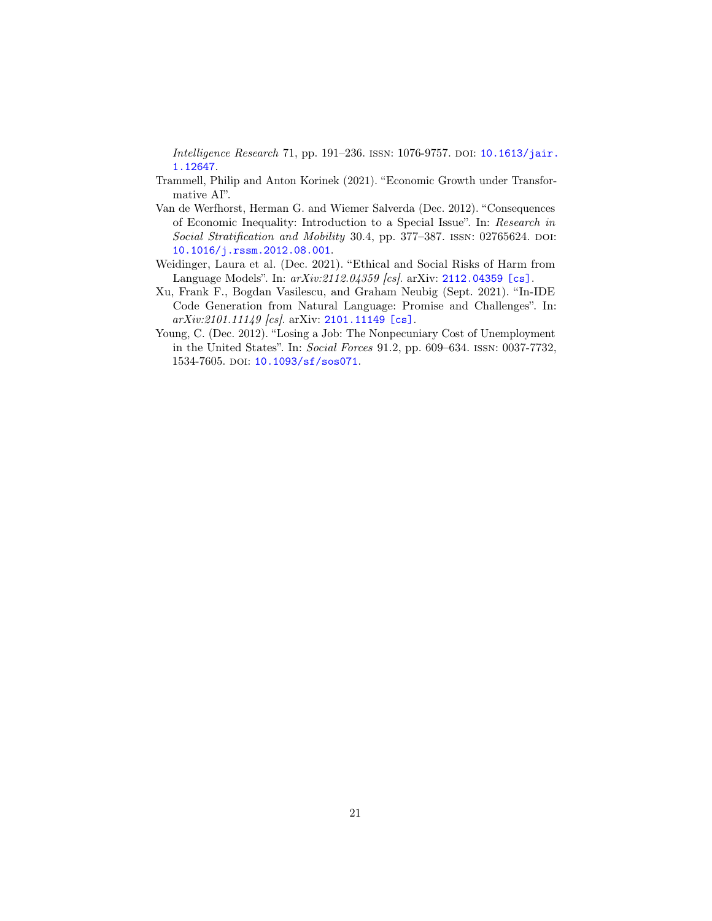*Intelligence Research* 71, pp. 191–236. ISSN: 1076-9757. DOI: 10.1613/jair.1.12647.

Trammell, Philip and Anton Korinek (2021). "Economic Growth under Transformative AI".

Van de Werfhorst, Herman G. and Wiemer Salverda (Dec. 2012). "Consequences of Economic Inequality: Introduction to a Special Issue". In: *Research in Social Stratification and Mobility* 30.4, pp. 377–387. ISSN: 02765624. DOI: 10.1016/j.rssm.2012.08.001.

Weidinger, Laura et al. (Dec. 2021). "Ethical and Social Risks of Harm from Language Models". In: *arXiv:2112.04359 [cs]*. arXiv: 2112.04359 [cs].

Xu, Frank F., Bogdan Vasilescu, and Graham Neubig (Sept. 2021). "In-IDE Code Generation from Natural Language: Promise and Challenges". In: *arXiv:2101.11149 [cs]*. arXiv: 2101.11149 [cs].

Young, C. (Dec. 2012). "Losing a Job: The Nonpecuniary Cost of Unemployment in the United States". In: *Social Forces* 91.2, pp. 609–634. ISSN: 0037-7732, 1534-7605. DOI: 10.1093/sf/sos071.